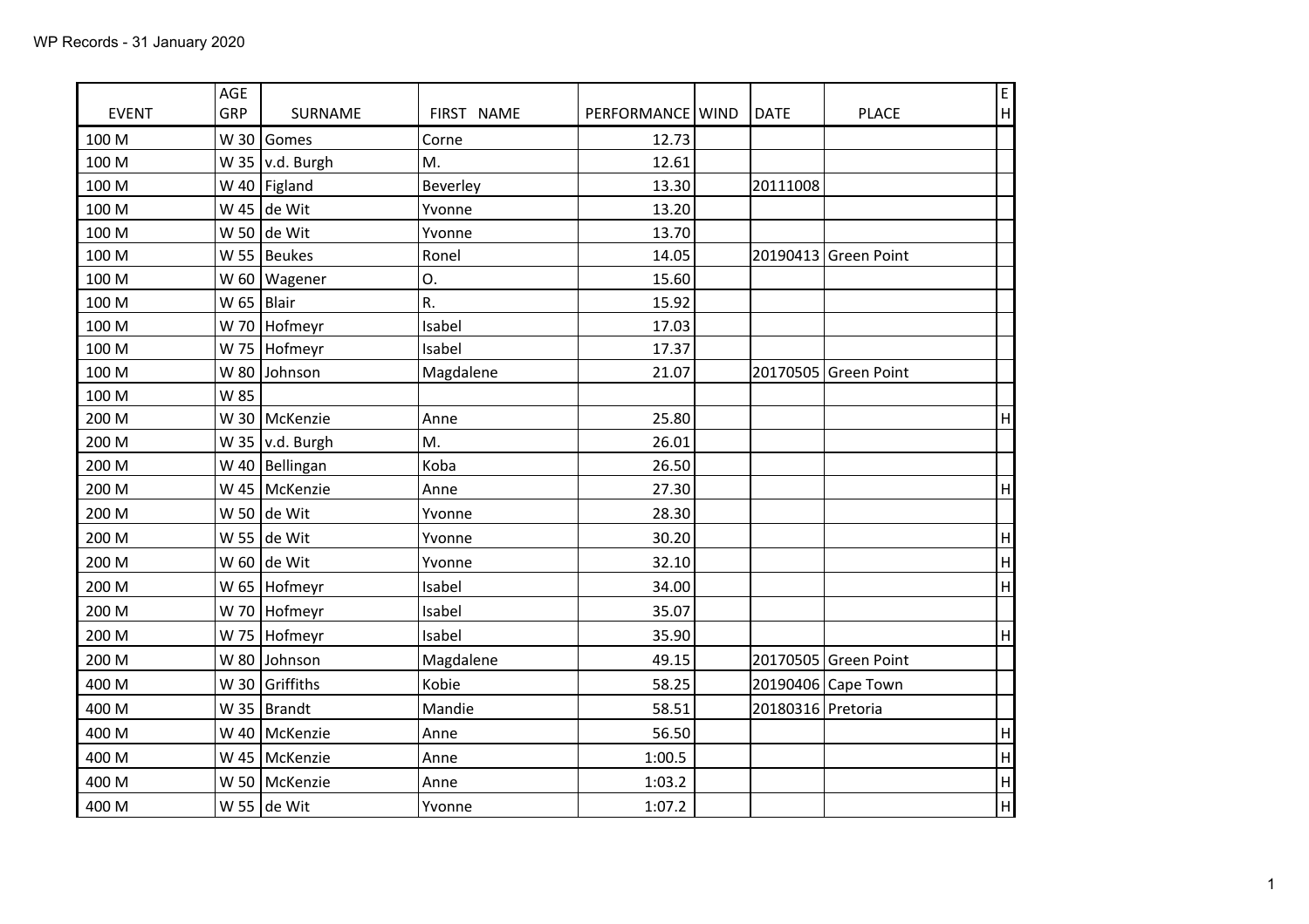WP Records - 31 January 2020

| EVENT | AGE GRP | SURNAME | FIRST NAME | PERFORMANCE | WIND | DATE | PLACE | E H |
|---|---|---|---|---|---|---|---|---|
| 100 M | W 30 | Gomes | Corne | 12.73 | | | | |
| 100 M | W 35 | v.d. Burgh | M. | 12.61 | | | | |
| 100 M | W 40 | Figland | Beverley | 13.30 | | 20111008 | | |
| 100 M | W 45 | de Wit | Yvonne | 13.20 | | | | |
| 100 M | W 50 | de Wit | Yvonne | 13.70 | | | | |
| 100 M | W 55 | Beukes | Ronel | 14.05 | | 20190413 | Green Point | |
| 100 M | W 60 | Wagener | O. | 15.60 | | | | |
| 100 M | W 65 | Blair | R. | 15.92 | | | | |
| 100 M | W 70 | Hofmeyr | Isabel | 17.03 | | | | |
| 100 M | W 75 | Hofmeyr | Isabel | 17.37 | | | | |
| 100 M | W 80 | Johnson | Magdalene | 21.07 | | 20170505 | Green Point | |
| 100 M | W 85 | | | | | | | |
| 200 M | W 30 | McKenzie | Anne | 25.80 | | | | H |
| 200 M | W 35 | v.d. Burgh | M. | 26.01 | | | | |
| 200 M | W 40 | Bellingan | Koba | 26.50 | | | | |
| 200 M | W 45 | McKenzie | Anne | 27.30 | | | | H |
| 200 M | W 50 | de Wit | Yvonne | 28.30 | | | | |
| 200 M | W 55 | de Wit | Yvonne | 30.20 | | | | H |
| 200 M | W 60 | de Wit | Yvonne | 32.10 | | | | H |
| 200 M | W 65 | Hofmeyr | Isabel | 34.00 | | | | H |
| 200 M | W 70 | Hofmeyr | Isabel | 35.07 | | | | |
| 200 M | W 75 | Hofmeyr | Isabel | 35.90 | | | | H |
| 200 M | W 80 | Johnson | Magdalene | 49.15 | | 20170505 | Green Point | |
| 400 M | W 30 | Griffiths | Kobie | 58.25 | | 20190406 | Cape Town | |
| 400 M | W 35 | Brandt | Mandie | 58.51 | | 20180316 | Pretoria | |
| 400 M | W 40 | McKenzie | Anne | 56.50 | | | | H |
| 400 M | W 45 | McKenzie | Anne | 1:00.5 | | | | H |
| 400 M | W 50 | McKenzie | Anne | 1:03.2 | | | | H |
| 400 M | W 55 | de Wit | Yvonne | 1:07.2 | | | | H |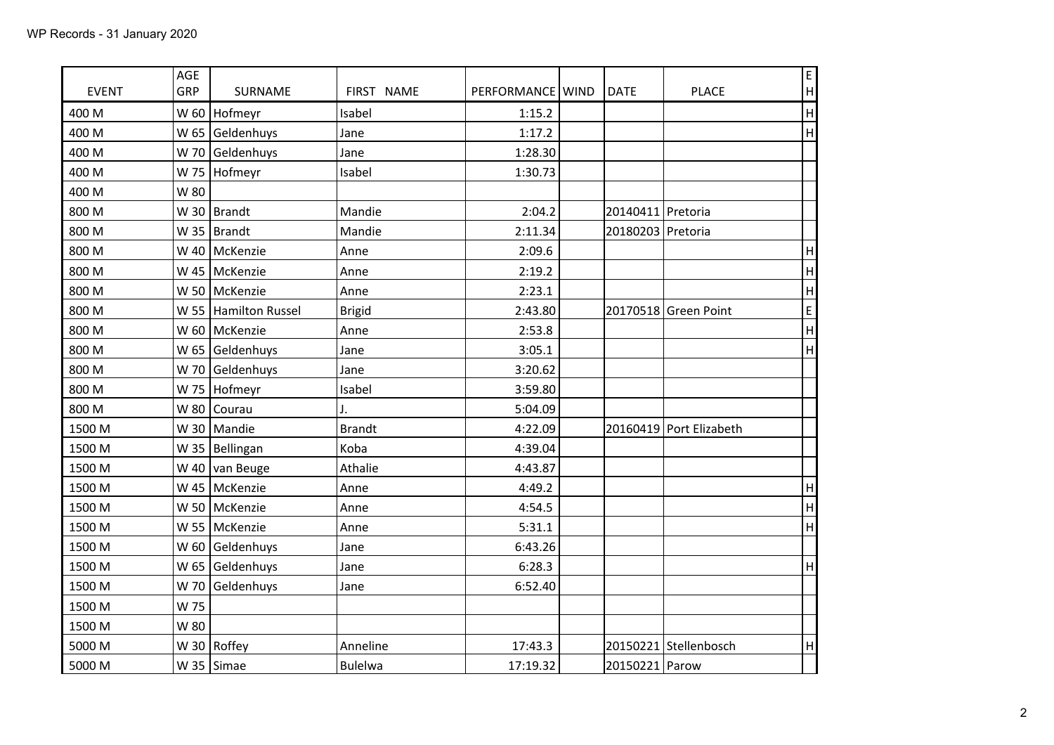| EVENT | AGE GRP | SURNAME | FIRST NAME | PERFORMANCE | WIND | DATE | PLACE | E H |
|---|---|---|---|---|---|---|---|---|
| 400 M | W 60 | Hofmeyr | Isabel | 1:15.2 | | | | H |
| 400 M | W 65 | Geldenhuys | Jane | 1:17.2 | | | | H |
| 400 M | W 70 | Geldenhuys | Jane | 1:28.30 | | | | |
| 400 M | W 75 | Hofmeyr | Isabel | 1:30.73 | | | | |
| 400 M | W 80 | | | | | | | |
| 800 M | W 30 | Brandt | Mandie | 2:04.2 | | 20140411 | Pretoria | |
| 800 M | W 35 | Brandt | Mandie | 2:11.34 | | 20180203 | Pretoria | |
| 800 M | W 40 | McKenzie | Anne | 2:09.6 | | | | H |
| 800 M | W 45 | McKenzie | Anne | 2:19.2 | | | | H |
| 800 M | W 50 | McKenzie | Anne | 2:23.1 | | | | H |
| 800 M | W 55 | Hamilton Russel | Brigid | 2:43.80 | | 20170518 | Green Point | E |
| 800 M | W 60 | McKenzie | Anne | 2:53.8 | | | | H |
| 800 M | W 65 | Geldenhuys | Jane | 3:05.1 | | | | H |
| 800 M | W 70 | Geldenhuys | Jane | 3:20.62 | | | | |
| 800 M | W 75 | Hofmeyr | Isabel | 3:59.80 | | | | |
| 800 M | W 80 | Courau | J. | 5:04.09 | | | | |
| 1500 M | W 30 | Mandie | Brandt | 4:22.09 | | 20160419 | Port Elizabeth | |
| 1500 M | W 35 | Bellingan | Koba | 4:39.04 | | | | |
| 1500 M | W 40 | van Beuge | Athalie | 4:43.87 | | | | |
| 1500 M | W 45 | McKenzie | Anne | 4:49.2 | | | | H |
| 1500 M | W 50 | McKenzie | Anne | 4:54.5 | | | | H |
| 1500 M | W 55 | McKenzie | Anne | 5:31.1 | | | | H |
| 1500 M | W 60 | Geldenhuys | Jane | 6:43.26 | | | | |
| 1500 M | W 65 | Geldenhuys | Jane | 6:28.3 | | | | H |
| 1500 M | W 70 | Geldenhuys | Jane | 6:52.40 | | | | |
| 1500 M | W 75 | | | | | | | |
| 1500 M | W 80 | | | | | | | |
| 5000 M | W 30 | Roffey | Anneline | 17:43.3 | | 20150221 | Stellenbosch | H |
| 5000 M | W 35 | Simae | Bulelwa | 17:19.32 | | 20150221 | Parow | |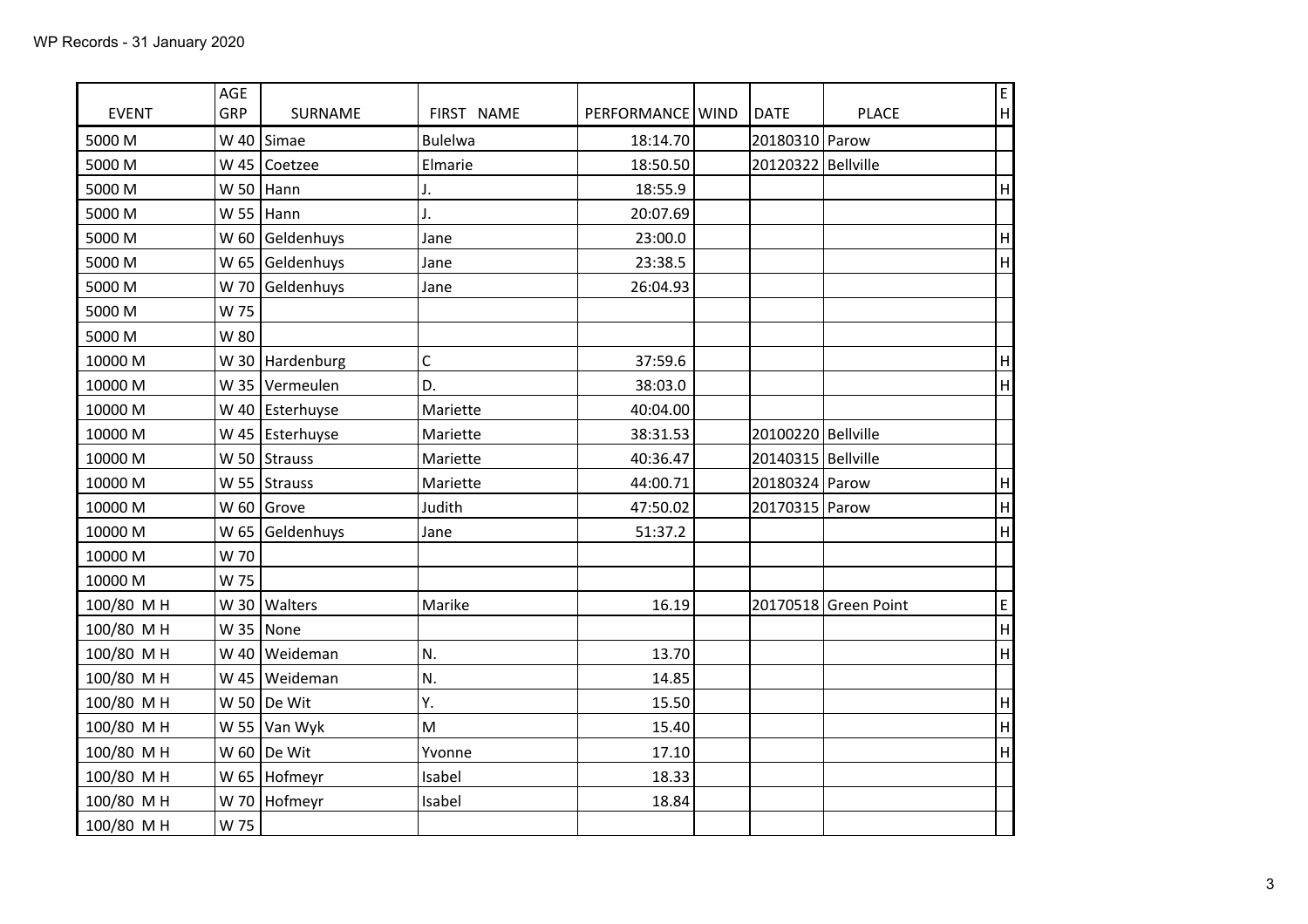WP Records - 31 January 2020

| EVENT | AGE GRP | SURNAME | FIRST NAME | PERFORMANCE | WIND | DATE | PLACE | E H |
|---|---|---|---|---|---|---|---|---|
| 5000 M | W 40 | Simae | Bulelwa | 18:14.70 | | 20180310 | Parow | |
| 5000 M | W 45 | Coetzee | Elmarie | 18:50.50 | | 20120322 | Bellville | |
| 5000 M | W 50 | Hann | J. | 18:55.9 | | | | H |
| 5000 M | W 55 | Hann | J. | 20:07.69 | | | | |
| 5000 M | W 60 | Geldenhuys | Jane | 23:00.0 | | | | H |
| 5000 M | W 65 | Geldenhuys | Jane | 23:38.5 | | | | H |
| 5000 M | W 70 | Geldenhuys | Jane | 26:04.93 | | | | |
| 5000 M | W 75 | | | | | | | |
| 5000 M | W 80 | | | | | | | |
| 10000 M | W 30 | Hardenburg | C | 37:59.6 | | | | H |
| 10000 M | W 35 | Vermeulen | D. | 38:03.0 | | | | H |
| 10000 M | W 40 | Esterhuyse | Mariette | 40:04.00 | | | | |
| 10000 M | W 45 | Esterhuyse | Mariette | 38:31.53 | | 20100220 | Bellville | |
| 10000 M | W 50 | Strauss | Mariette | 40:36.47 | | 20140315 | Bellville | |
| 10000 M | W 55 | Strauss | Mariette | 44:00.71 | | 20180324 | Parow | H |
| 10000 M | W 60 | Grove | Judith | 47:50.02 | | 20170315 | Parow | H |
| 10000 M | W 65 | Geldenhuys | Jane | 51:37.2 | | | | H |
| 10000 M | W 70 | | | | | | | |
| 10000 M | W 75 | | | | | | | |
| 100/80 M H | W 30 | Walters | Marike | 16.19 | | 20170518 | Green Point | E |
| 100/80 M H | W 35 | None | | | | | | H |
| 100/80 M H | W 40 | Weideman | N. | 13.70 | | | | H |
| 100/80 M H | W 45 | Weideman | N. | 14.85 | | | | |
| 100/80 M H | W 50 | De Wit | Y. | 15.50 | | | | H |
| 100/80 M H | W 55 | Van Wyk | M | 15.40 | | | | H |
| 100/80 M H | W 60 | De Wit | Yvonne | 17.10 | | | | H |
| 100/80 M H | W 65 | Hofmeyr | Isabel | 18.33 | | | | |
| 100/80 M H | W 70 | Hofmeyr | Isabel | 18.84 | | | | |
| 100/80 M H | W 75 | | | | | | | |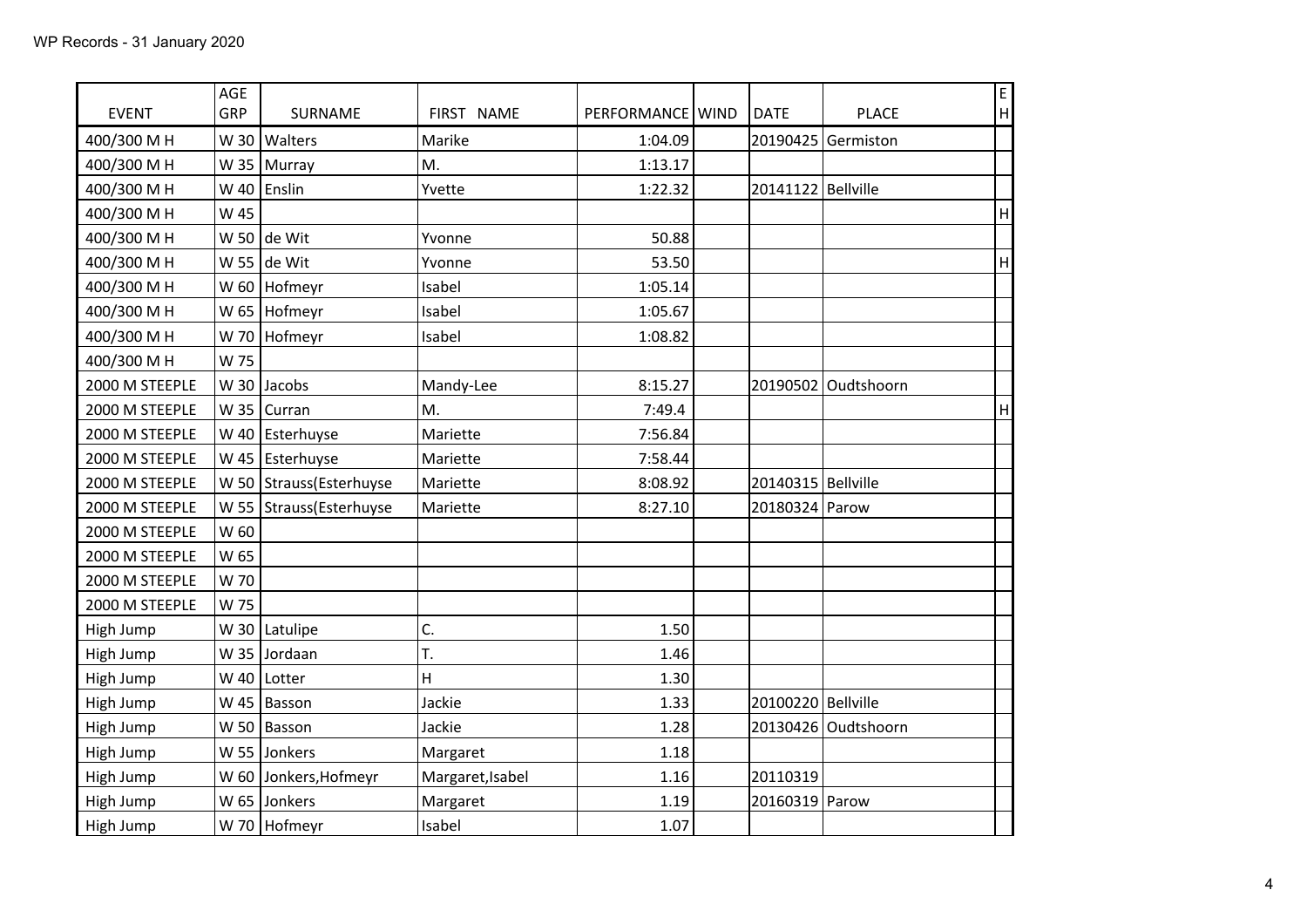WP Records - 31 January 2020

| EVENT | AGE GRP | SURNAME | FIRST NAME | PERFORMANCE | WIND | DATE | PLACE | E H |
|---|---|---|---|---|---|---|---|---|
| 400/300 M H | W 30 | Walters | Marike | 1:04.09 | | 20190425 | Germiston | |
| 400/300 M H | W 35 | Murray | M. | 1:13.17 | | | | |
| 400/300 M H | W 40 | Enslin | Yvette | 1:22.32 | | 20141122 | Bellville | |
| 400/300 M H | W 45 | | | | | | | H |
| 400/300 M H | W 50 | de Wit | Yvonne | 50.88 | | | | |
| 400/300 M H | W 55 | de Wit | Yvonne | 53.50 | | | | H |
| 400/300 M H | W 60 | Hofmeyr | Isabel | 1:05.14 | | | | |
| 400/300 M H | W 65 | Hofmeyr | Isabel | 1:05.67 | | | | |
| 400/300 M H | W 70 | Hofmeyr | Isabel | 1:08.82 | | | | |
| 400/300 M H | W 75 | | | | | | | |
| 2000 M STEEPLE | W 30 | Jacobs | Mandy-Lee | 8:15.27 | | 20190502 | Oudtshoorn | |
| 2000 M STEEPLE | W 35 | Curran | M. | 7:49.4 | | | | H |
| 2000 M STEEPLE | W 40 | Esterhuyse | Mariette | 7:56.84 | | | | |
| 2000 M STEEPLE | W 45 | Esterhuyse | Mariette | 7:58.44 | | | | |
| 2000 M STEEPLE | W 50 | Strauss(Esterhuyse | Mariette | 8:08.92 | | 20140315 | Bellville | |
| 2000 M STEEPLE | W 55 | Strauss(Esterhuyse | Mariette | 8:27.10 | | 20180324 | Parow | |
| 2000 M STEEPLE | W 60 | | | | | | | |
| 2000 M STEEPLE | W 65 | | | | | | | |
| 2000 M STEEPLE | W 70 | | | | | | | |
| 2000 M STEEPLE | W 75 | | | | | | | |
| High Jump | W 30 | Latulipe | C. | 1.50 | | | | |
| High Jump | W 35 | Jordaan | T. | 1.46 | | | | |
| High Jump | W 40 | Lotter | H | 1.30 | | | | |
| High Jump | W 45 | Basson | Jackie | 1.33 | | 20100220 | Bellville | |
| High Jump | W 50 | Basson | Jackie | 1.28 | | 20130426 | Oudtshoorn | |
| High Jump | W 55 | Jonkers | Margaret | 1.18 | | | | |
| High Jump | W 60 | Jonkers,Hofmeyr | Margaret,Isabel | 1.16 | | 20110319 | | |
| High Jump | W 65 | Jonkers | Margaret | 1.19 | | 20160319 | Parow | |
| High Jump | W 70 | Hofmeyr | Isabel | 1.07 | | | | |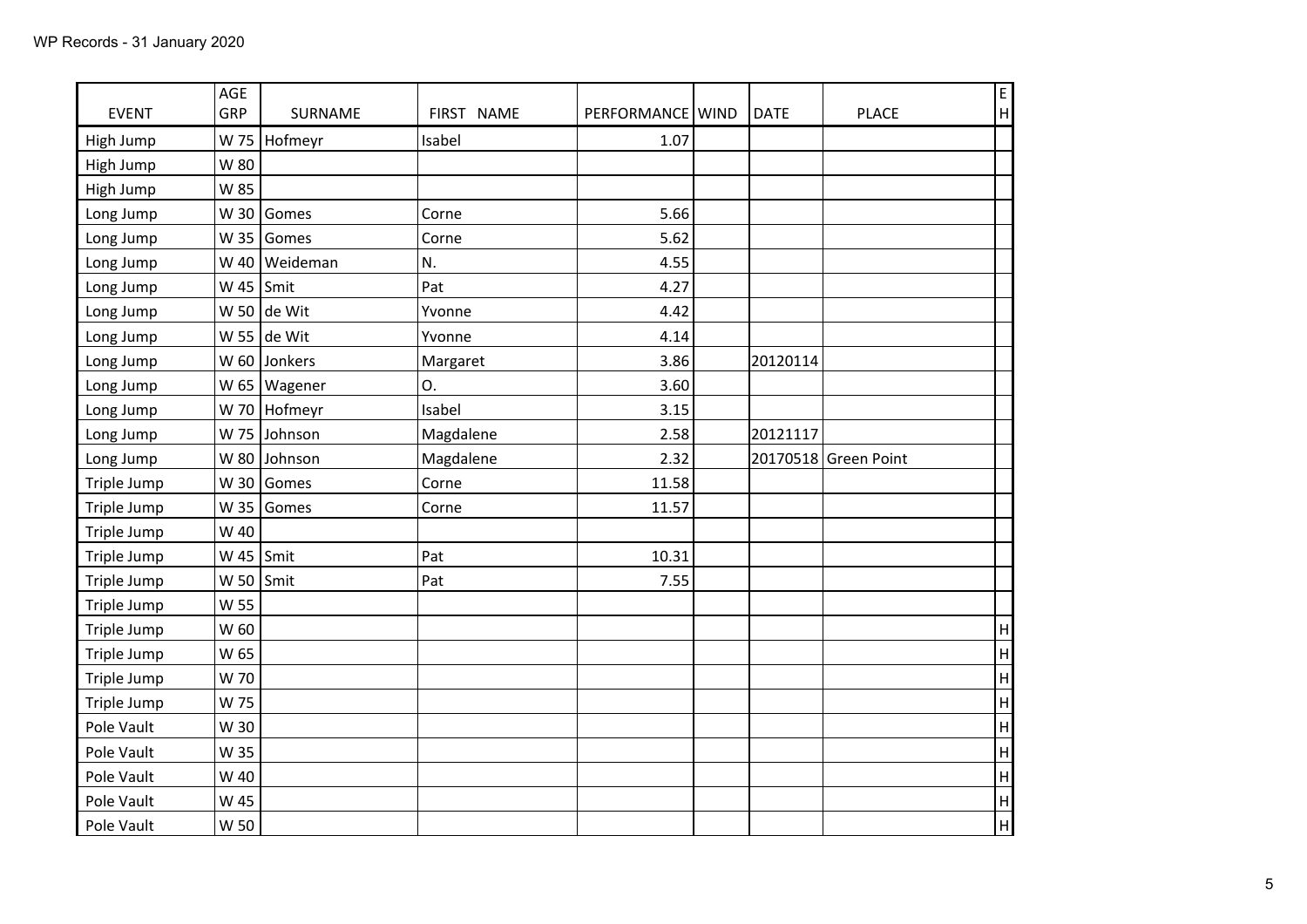WP Records - 31 January 2020

| EVENT | AGE GRP | SURNAME | FIRST NAME | PERFORMANCE | WIND | DATE | PLACE | E H |
|---|---|---|---|---|---|---|---|---|
| High Jump | W 75 | Hofmeyr | Isabel | 1.07 | | | | |
| High Jump | W 80 | | | | | | | |
| High Jump | W 85 | | | | | | | |
| Long Jump | W 30 | Gomes | Corne | 5.66 | | | | |
| Long Jump | W 35 | Gomes | Corne | 5.62 | | | | |
| Long Jump | W 40 | Weideman | N. | 4.55 | | | | |
| Long Jump | W 45 | Smit | Pat | 4.27 | | | | |
| Long Jump | W 50 | de Wit | Yvonne | 4.42 | | | | |
| Long Jump | W 55 | de Wit | Yvonne | 4.14 | | | | |
| Long Jump | W 60 | Jonkers | Margaret | 3.86 | | 20120114 | | |
| Long Jump | W 65 | Wagener | O. | 3.60 | | | | |
| Long Jump | W 70 | Hofmeyr | Isabel | 3.15 | | | | |
| Long Jump | W 75 | Johnson | Magdalene | 2.58 | | 20121117 | | |
| Long Jump | W 80 | Johnson | Magdalene | 2.32 | | 20170518 | Green Point | |
| Triple Jump | W 30 | Gomes | Corne | 11.58 | | | | |
| Triple Jump | W 35 | Gomes | Corne | 11.57 | | | | |
| Triple Jump | W 40 | | | | | | | |
| Triple Jump | W 45 | Smit | Pat | 10.31 | | | | |
| Triple Jump | W 50 | Smit | Pat | 7.55 | | | | |
| Triple Jump | W 55 | | | | | | | |
| Triple Jump | W 60 | | | | | | | H |
| Triple Jump | W 65 | | | | | | | H |
| Triple Jump | W 70 | | | | | | | H |
| Triple Jump | W 75 | | | | | | | H |
| Pole Vault | W 30 | | | | | | | H |
| Pole Vault | W 35 | | | | | | | H |
| Pole Vault | W 40 | | | | | | | H |
| Pole Vault | W 45 | | | | | | | H |
| Pole Vault | W 50 | | | | | | | H |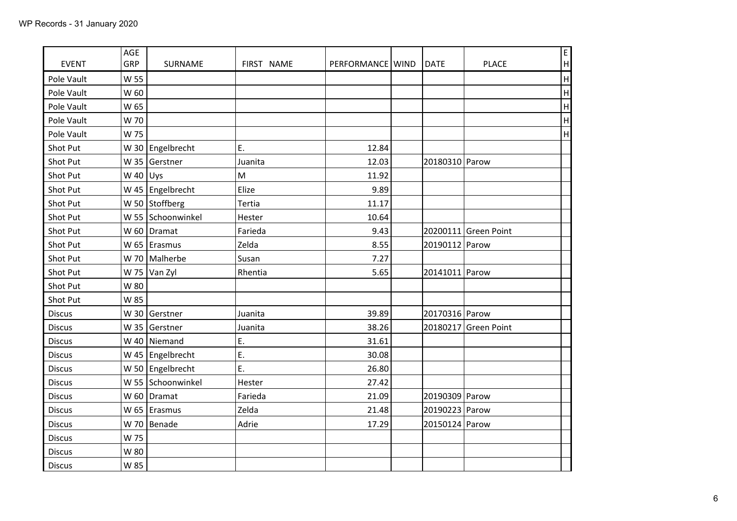WP Records - 31 January 2020

| EVENT | AGE GRP | SURNAME | FIRST NAME | PERFORMANCE | WIND | DATE | PLACE | EH |
|---|---|---|---|---|---|---|---|---|
| Pole Vault | W 55 | | | | | | | H |
| Pole Vault | W 60 | | | | | | | H |
| Pole Vault | W 65 | | | | | | | H |
| Pole Vault | W 70 | | | | | | | H |
| Pole Vault | W 75 | | | | | | | H |
| Shot Put | W 30 | Engelbrecht | E. | 12.84 | | | | |
| Shot Put | W 35 | Gerstner | Juanita | 12.03 | | 20180310 | Parow | |
| Shot Put | W 40 | Uys | M | 11.92 | | | | |
| Shot Put | W 45 | Engelbrecht | Elize | 9.89 | | | | |
| Shot Put | W 50 | Stoffberg | Tertia | 11.17 | | | | |
| Shot Put | W 55 | Schoonwinkel | Hester | 10.64 | | | | |
| Shot Put | W 60 | Dramat | Farieda | 9.43 | | 20200111 | Green Point | |
| Shot Put | W 65 | Erasmus | Zelda | 8.55 | | 20190112 | Parow | |
| Shot Put | W 70 | Malherbe | Susan | 7.27 | | | | |
| Shot Put | W 75 | Van Zyl | Rhentia | 5.65 | | 20141011 | Parow | |
| Shot Put | W 80 | | | | | | | |
| Shot Put | W 85 | | | | | | | |
| Discus | W 30 | Gerstner | Juanita | 39.89 | | 20170316 | Parow | |
| Discus | W 35 | Gerstner | Juanita | 38.26 | | 20180217 | Green Point | |
| Discus | W 40 | Niemand | E. | 31.61 | | | | |
| Discus | W 45 | Engelbrecht | E. | 30.08 | | | | |
| Discus | W 50 | Engelbrecht | E. | 26.80 | | | | |
| Discus | W 55 | Schoonwinkel | Hester | 27.42 | | | | |
| Discus | W 60 | Dramat | Farieda | 21.09 | | 20190309 | Parow | |
| Discus | W 65 | Erasmus | Zelda | 21.48 | | 20190223 | Parow | |
| Discus | W 70 | Benade | Adrie | 17.29 | | 20150124 | Parow | |
| Discus | W 75 | | | | | | | |
| Discus | W 80 | | | | | | | |
| Discus | W 85 | | | | | | | |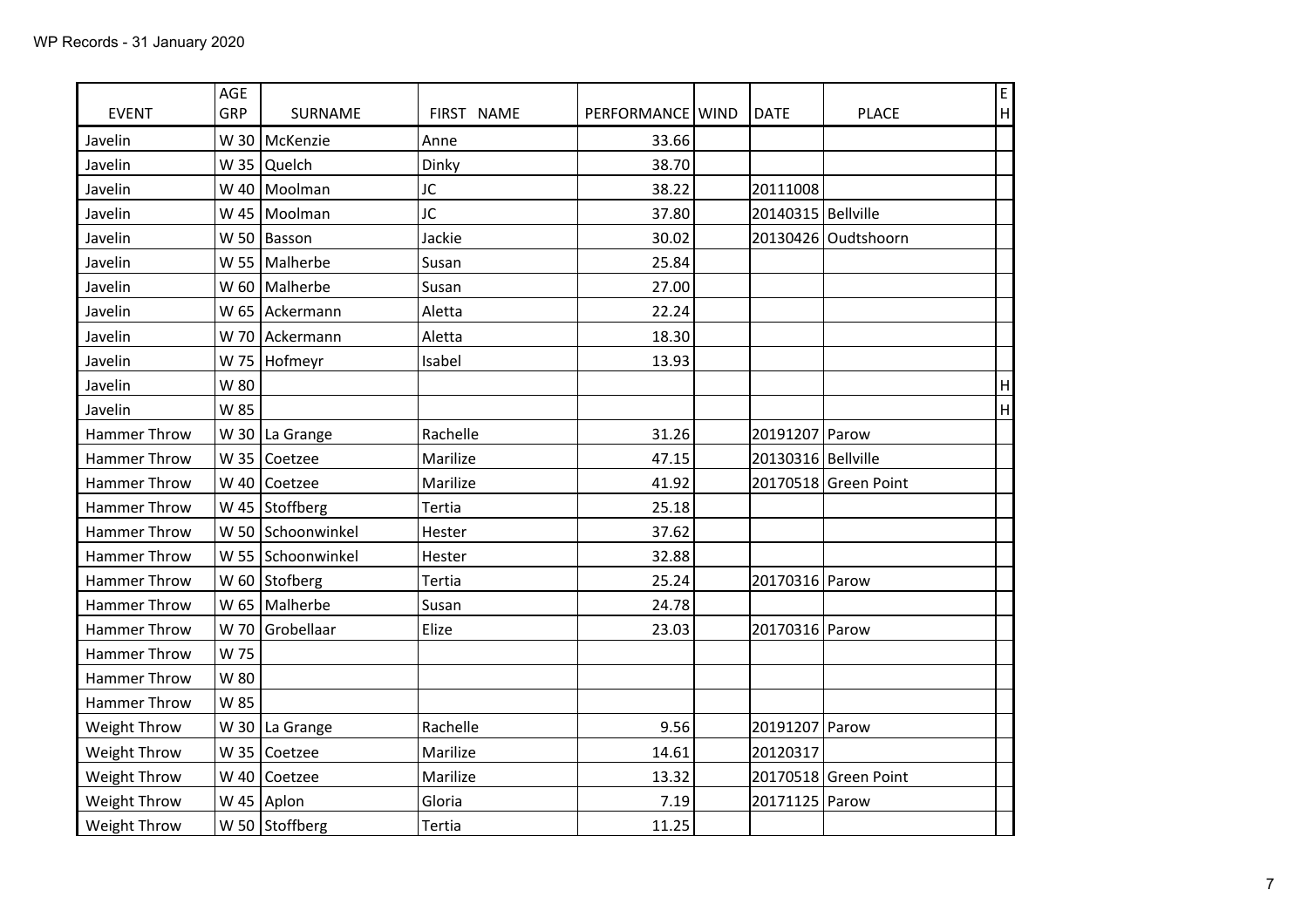WP Records - 31 January 2020

| EVENT | AGE GRP | SURNAME | FIRST NAME | PERFORMANCE | WIND | DATE | PLACE | E H |
|---|---|---|---|---|---|---|---|---|
| Javelin | W 30 | McKenzie | Anne | 33.66 | | | | |
| Javelin | W 35 | Quelch | Dinky | 38.70 | | | | |
| Javelin | W 40 | Moolman | JC | 38.22 | | 20111008 | | |
| Javelin | W 45 | Moolman | JC | 37.80 | | 20140315 | Bellville | |
| Javelin | W 50 | Basson | Jackie | 30.02 | | 20130426 | Oudtshoorn | |
| Javelin | W 55 | Malherbe | Susan | 25.84 | | | | |
| Javelin | W 60 | Malherbe | Susan | 27.00 | | | | |
| Javelin | W 65 | Ackermann | Aletta | 22.24 | | | | |
| Javelin | W 70 | Ackermann | Aletta | 18.30 | | | | |
| Javelin | W 75 | Hofmeyr | Isabel | 13.93 | | | | |
| Javelin | W 80 | | | | | | | H |
| Javelin | W 85 | | | | | | | H |
| Hammer Throw | W 30 | La Grange | Rachelle | 31.26 | | 20191207 | Parow | |
| Hammer Throw | W 35 | Coetzee | Marilize | 47.15 | | 20130316 | Bellville | |
| Hammer Throw | W 40 | Coetzee | Marilize | 41.92 | | 20170518 | Green Point | |
| Hammer Throw | W 45 | Stoffberg | Tertia | 25.18 | | | | |
| Hammer Throw | W 50 | Schoonwinkel | Hester | 37.62 | | | | |
| Hammer Throw | W 55 | Schoonwinkel | Hester | 32.88 | | | | |
| Hammer Throw | W 60 | Stofberg | Tertia | 25.24 | | 20170316 | Parow | |
| Hammer Throw | W 65 | Malherbe | Susan | 24.78 | | | | |
| Hammer Throw | W 70 | Grobellaar | Elize | 23.03 | | 20170316 | Parow | |
| Hammer Throw | W 75 | | | | | | | |
| Hammer Throw | W 80 | | | | | | | |
| Hammer Throw | W 85 | | | | | | | |
| Weight Throw | W 30 | La Grange | Rachelle | 9.56 | | 20191207 | Parow | |
| Weight Throw | W 35 | Coetzee | Marilize | 14.61 | | 20120317 | | |
| Weight Throw | W 40 | Coetzee | Marilize | 13.32 | | 20170518 | Green Point | |
| Weight Throw | W 45 | Aplon | Gloria | 7.19 | | 20171125 | Parow | |
| Weight Throw | W 50 | Stoffberg | Tertia | 11.25 | | | | |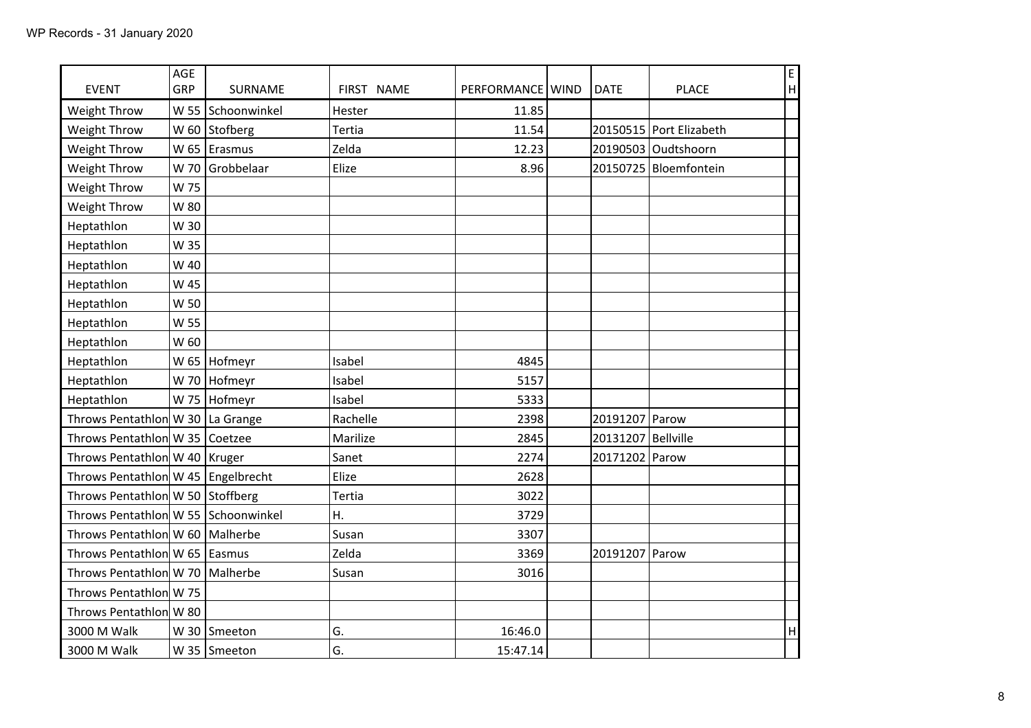WP Records - 31 January 2020

| EVENT | AGE GRP | SURNAME | FIRST NAME | PERFORMANCE | WIND | DATE | PLACE | E H |
|---|---|---|---|---|---|---|---|---|
| Weight Throw | W 55 | Schoonwinkel | Hester | 11.85 | | | | |
| Weight Throw | W 60 | Stofberg | Tertia | 11.54 | | 20150515 | Port Elizabeth | |
| Weight Throw | W 65 | Erasmus | Zelda | 12.23 | | 20190503 | Oudtshoorn | |
| Weight Throw | W 70 | Grobbelaar | Elize | 8.96 | | 20150725 | Bloemfontein | |
| Weight Throw | W 75 | | | | | | | |
| Weight Throw | W 80 | | | | | | | |
| Heptathlon | W 30 | | | | | | | |
| Heptathlon | W 35 | | | | | | | |
| Heptathlon | W 40 | | | | | | | |
| Heptathlon | W 45 | | | | | | | |
| Heptathlon | W 50 | | | | | | | |
| Heptathlon | W 55 | | | | | | | |
| Heptathlon | W 60 | | | | | | | |
| Heptathlon | W 65 | Hofmeyr | Isabel | 4845 | | | | |
| Heptathlon | W 70 | Hofmeyr | Isabel | 5157 | | | | |
| Heptathlon | W 75 | Hofmeyr | Isabel | 5333 | | | | |
| Throws Pentathlon | W 30 | La Grange | Rachelle | 2398 | | 20191207 | Parow | |
| Throws Pentathlon | W 35 | Coetzee | Marilize | 2845 | | 20131207 | Bellville | |
| Throws Pentathlon | W 40 | Kruger | Sanet | 2274 | | 20171202 | Parow | |
| Throws Pentathlon | W 45 | Engelbrecht | Elize | 2628 | | | | |
| Throws Pentathlon | W 50 | Stoffberg | Tertia | 3022 | | | | |
| Throws Pentathlon | W 55 | Schoonwinkel | H. | 3729 | | | | |
| Throws Pentathlon | W 60 | Malherbe | Susan | 3307 | | | | |
| Throws Pentathlon | W 65 | Easmus | Zelda | 3369 | | 20191207 | Parow | |
| Throws Pentathlon | W 70 | Malherbe | Susan | 3016 | | | | |
| Throws Pentathlon | W 75 | | | | | | | |
| Throws Pentathlon | W 80 | | | | | | | |
| 3000 M Walk | W 30 | Smeeton | G. | 16:46.0 | | | | H |
| 3000 M Walk | W 35 | Smeeton | G. | 15:47.14 | | | | |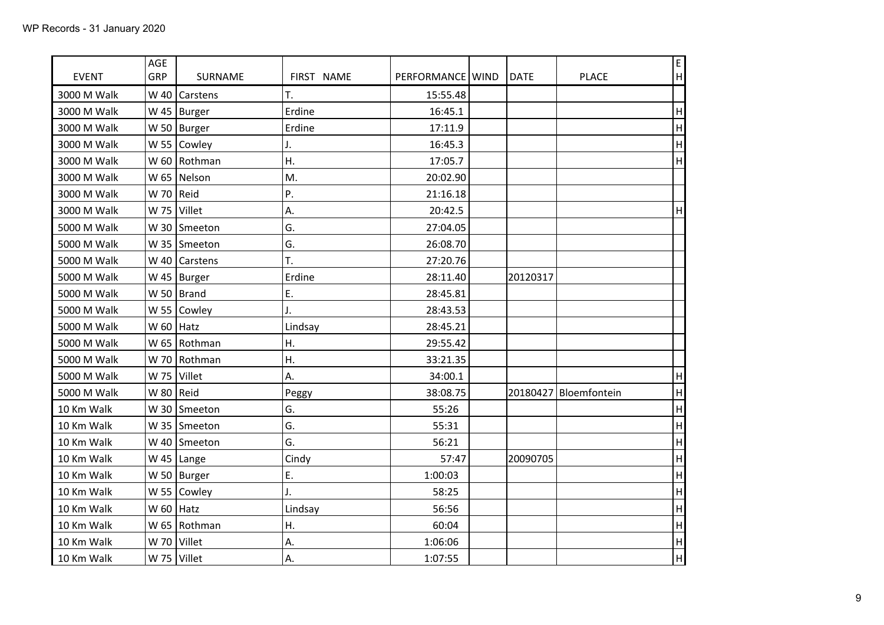| EVENT | AGE GRP | SURNAME | FIRST NAME | PERFORMANCE | WIND | DATE | PLACE | E H |
|---|---|---|---|---|---|---|---|---|
| 3000 M Walk | W 40 | Carstens | T. | 15:55.48 | | | | |
| 3000 M Walk | W 45 | Burger | Erdine | 16:45.1 | | | | H |
| 3000 M Walk | W 50 | Burger | Erdine | 17:11.9 | | | | H |
| 3000 M Walk | W 55 | Cowley | J. | 16:45.3 | | | | H |
| 3000 M Walk | W 60 | Rothman | H. | 17:05.7 | | | | H |
| 3000 M Walk | W 65 | Nelson | M. | 20:02.90 | | | | |
| 3000 M Walk | W 70 | Reid | P. | 21:16.18 | | | | |
| 3000 M Walk | W 75 | Villet | A. | 20:42.5 | | | | H |
| 5000 M Walk | W 30 | Smeeton | G. | 27:04.05 | | | | |
| 5000 M Walk | W 35 | Smeeton | G. | 26:08.70 | | | | |
| 5000 M Walk | W 40 | Carstens | T. | 27:20.76 | | | | |
| 5000 M Walk | W 45 | Burger | Erdine | 28:11.40 | | 20120317 | | |
| 5000 M Walk | W 50 | Brand | E. | 28:45.81 | | | | |
| 5000 M Walk | W 55 | Cowley | J. | 28:43.53 | | | | |
| 5000 M Walk | W 60 | Hatz | Lindsay | 28:45.21 | | | | |
| 5000 M Walk | W 65 | Rothman | H. | 29:55.42 | | | | |
| 5000 M Walk | W 70 | Rothman | H. | 33:21.35 | | | | |
| 5000 M Walk | W 75 | Villet | A. | 34:00.1 | | | | H |
| 5000 M Walk | W 80 | Reid | Peggy | 38:08.75 | | 20180427 | Bloemfontein | H |
| 10 Km Walk | W 30 | Smeeton | G. | 55:26 | | | | H |
| 10 Km Walk | W 35 | Smeeton | G. | 55:31 | | | | H |
| 10 Km Walk | W 40 | Smeeton | G. | 56:21 | | | | H |
| 10 Km Walk | W 45 | Lange | Cindy | 57:47 | | 20090705 | | H |
| 10 Km Walk | W 50 | Burger | E. | 1:00:03 | | | | H |
| 10 Km Walk | W 55 | Cowley | J. | 58:25 | | | | H |
| 10 Km Walk | W 60 | Hatz | Lindsay | 56:56 | | | | H |
| 10 Km Walk | W 65 | Rothman | H. | 60:04 | | | | H |
| 10 Km Walk | W 70 | Villet | A. | 1:06:06 | | | | H |
| 10 Km Walk | W 75 | Villet | A. | 1:07:55 | | | | H |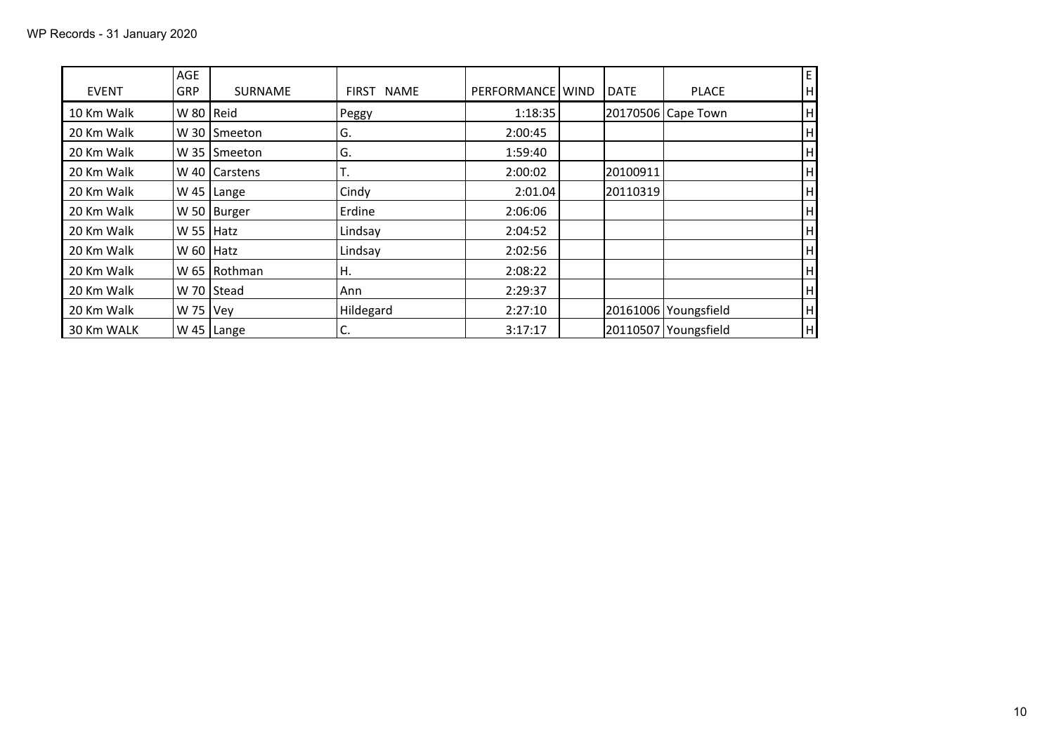WP Records - 31 January 2020

| EVENT | AGE GRP | SURNAME | FIRST NAME | PERFORMANCE | WIND | DATE | PLACE | E H |
|---|---|---|---|---|---|---|---|---|
| 10 Km Walk | W 80 | Reid | Peggy | 1:18:35 | | 20170506 | Cape Town | H |
| 20 Km Walk | W 30 | Smeeton | G. | 2:00:45 | | | | H |
| 20 Km Walk | W 35 | Smeeton | G. | 1:59:40 | | | | H |
| 20 Km Walk | W 40 | Carstens | T. | 2:00:02 | | 20100911 | | H |
| 20 Km Walk | W 45 | Lange | Cindy | 2:01.04 | | 20110319 | | H |
| 20 Km Walk | W 50 | Burger | Erdine | 2:06:06 | | | | H |
| 20 Km Walk | W 55 | Hatz | Lindsay | 2:04:52 | | | | H |
| 20 Km Walk | W 60 | Hatz | Lindsay | 2:02:56 | | | | H |
| 20 Km Walk | W 65 | Rothman | H. | 2:08:22 | | | | H |
| 20 Km Walk | W 70 | Stead | Ann | 2:29:37 | | | | H |
| 20 Km Walk | W 75 | Vey | Hildegard | 2:27:10 | | 20161006 | Youngsfield | H |
| 30 Km WALK | W 45 | Lange | C. | 3:17:17 | | 20110507 | Youngsfield | H |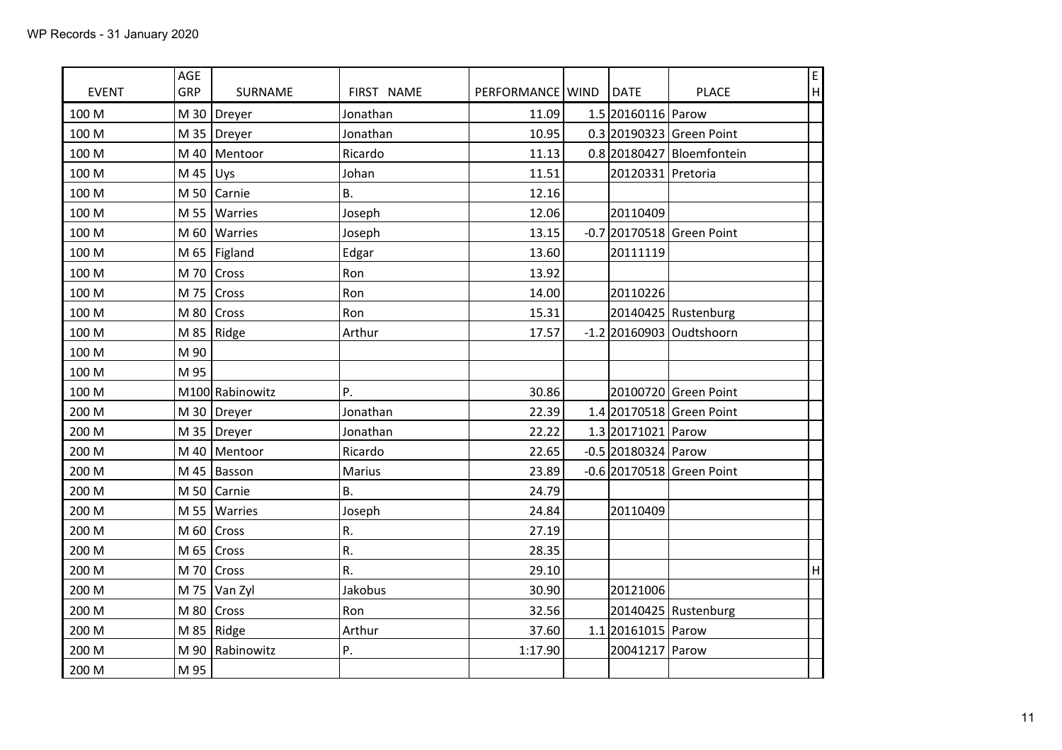WP Records - 31 January 2020

| EVENT | AGE GRP | SURNAME | FIRST NAME | PERFORMANCE | WIND | DATE | PLACE | E H |
|---|---|---|---|---|---|---|---|---|
| 100 M | M 30 | Dreyer | Jonathan | 11.09 | 1.5 | 20160116 | Parow | |
| 100 M | M 35 | Dreyer | Jonathan | 10.95 | 0.3 | 20190323 | Green Point | |
| 100 M | M 40 | Mentoor | Ricardo | 11.13 | 0.8 | 20180427 | Bloemfontein | |
| 100 M | M 45 | Uys | Johan | 11.51 | | 20120331 | Pretoria | |
| 100 M | M 50 | Carnie | B. | 12.16 | | | | |
| 100 M | M 55 | Warries | Joseph | 12.06 | | 20110409 | | |
| 100 M | M 60 | Warries | Joseph | 13.15 | -0.7 | 20170518 | Green Point | |
| 100 M | M 65 | Figland | Edgar | 13.60 | | 20111119 | | |
| 100 M | M 70 | Cross | Ron | 13.92 | | | | |
| 100 M | M 75 | Cross | Ron | 14.00 | | 20110226 | | |
| 100 M | M 80 | Cross | Ron | 15.31 | | 20140425 | Rustenburg | |
| 100 M | M 85 | Ridge | Arthur | 17.57 | -1.2 | 20160903 | Oudtshoorn | |
| 100 M | M 90 | | | | | | | |
| 100 M | M 95 | | | | | | | |
| 100 M | M100 | Rabinowitz | P. | 30.86 | | 20100720 | Green Point | |
| 200 M | M 30 | Dreyer | Jonathan | 22.39 | 1.4 | 20170518 | Green Point | |
| 200 M | M 35 | Dreyer | Jonathan | 22.22 | 1.3 | 20171021 | Parow | |
| 200 M | M 40 | Mentoor | Ricardo | 22.65 | -0.5 | 20180324 | Parow | |
| 200 M | M 45 | Basson | Marius | 23.89 | -0.6 | 20170518 | Green Point | |
| 200 M | M 50 | Carnie | B. | 24.79 | | | | |
| 200 M | M 55 | Warries | Joseph | 24.84 | | 20110409 | | |
| 200 M | M 60 | Cross | R. | 27.19 | | | | |
| 200 M | M 65 | Cross | R. | 28.35 | | | | |
| 200 M | M 70 | Cross | R. | 29.10 | | | | H |
| 200 M | M 75 | Van Zyl | Jakobus | 30.90 | | 20121006 | | |
| 200 M | M 80 | Cross | Ron | 32.56 | | 20140425 | Rustenburg | |
| 200 M | M 85 | Ridge | Arthur | 37.60 | 1.1 | 20161015 | Parow | |
| 200 M | M 90 | Rabinowitz | P. | 1:17.90 | | 20041217 | Parow | |
| 200 M | M 95 | | | | | | | |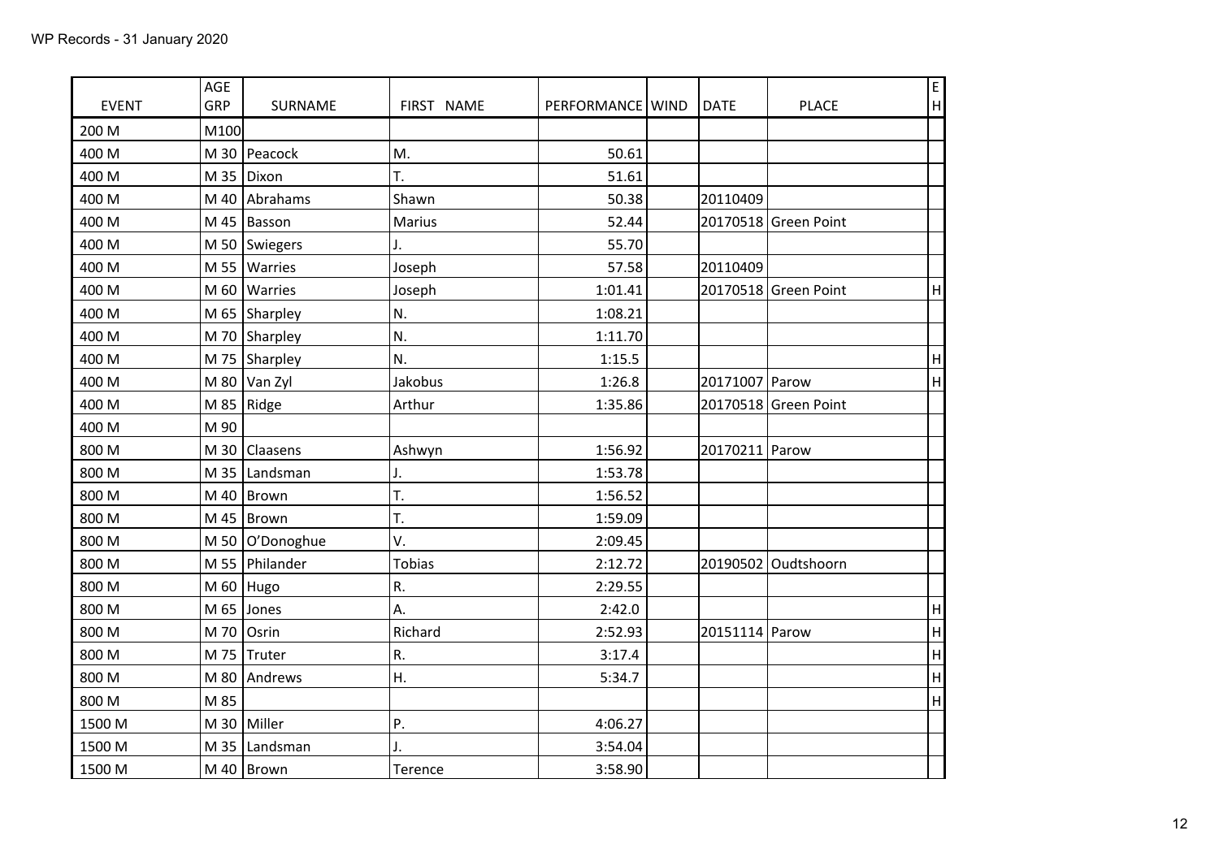WP Records - 31 January 2020

| EVENT | AGE GRP | SURNAME | FIRST NAME | PERFORMANCE | WIND | DATE | PLACE | E H |
|---|---|---|---|---|---|---|---|---|
| 200 M | M100 | | | | | | | |
| 400 M | M 30 | Peacock | M. | 50.61 | | | | |
| 400 M | M 35 | Dixon | T. | 51.61 | | | | |
| 400 M | M 40 | Abrahams | Shawn | 50.38 | | 20110409 | | |
| 400 M | M 45 | Basson | Marius | 52.44 | | 20170518 | Green Point | |
| 400 M | M 50 | Swiegers | J. | 55.70 | | | | |
| 400 M | M 55 | Warries | Joseph | 57.58 | | 20110409 | | |
| 400 M | M 60 | Warries | Joseph | 1:01.41 | | 20170518 | Green Point | H |
| 400 M | M 65 | Sharpley | N. | 1:08.21 | | | | |
| 400 M | M 70 | Sharpley | N. | 1:11.70 | | | | |
| 400 M | M 75 | Sharpley | N. | 1:15.5 | | | | H |
| 400 M | M 80 | Van Zyl | Jakobus | 1:26.8 | | 20171007 | Parow | H |
| 400 M | M 85 | Ridge | Arthur | 1:35.86 | | 20170518 | Green Point | |
| 400 M | M 90 | | | | | | | |
| 800 M | M 30 | Claasens | Ashwyn | 1:56.92 | | 20170211 | Parow | |
| 800 M | M 35 | Landsman | J. | 1:53.78 | | | | |
| 800 M | M 40 | Brown | T. | 1:56.52 | | | | |
| 800 M | M 45 | Brown | T. | 1:59.09 | | | | |
| 800 M | M 50 | O'Donoghue | V. | 2:09.45 | | | | |
| 800 M | M 55 | Philander | Tobias | 2:12.72 | | 20190502 | Oudtshoorn | |
| 800 M | M 60 | Hugo | R. | 2:29.55 | | | | |
| 800 M | M 65 | Jones | A. | 2:42.0 | | | | H |
| 800 M | M 70 | Osrin | Richard | 2:52.93 | | 20151114 | Parow | H |
| 800 M | M 75 | Truter | R. | 3:17.4 | | | | H |
| 800 M | M 80 | Andrews | H. | 5:34.7 | | | | H |
| 800 M | M 85 | | | | | | | H |
| 1500 M | M 30 | Miller | P. | 4:06.27 | | | | |
| 1500 M | M 35 | Landsman | J. | 3:54.04 | | | | |
| 1500 M | M 40 | Brown | Terence | 3:58.90 | | | | |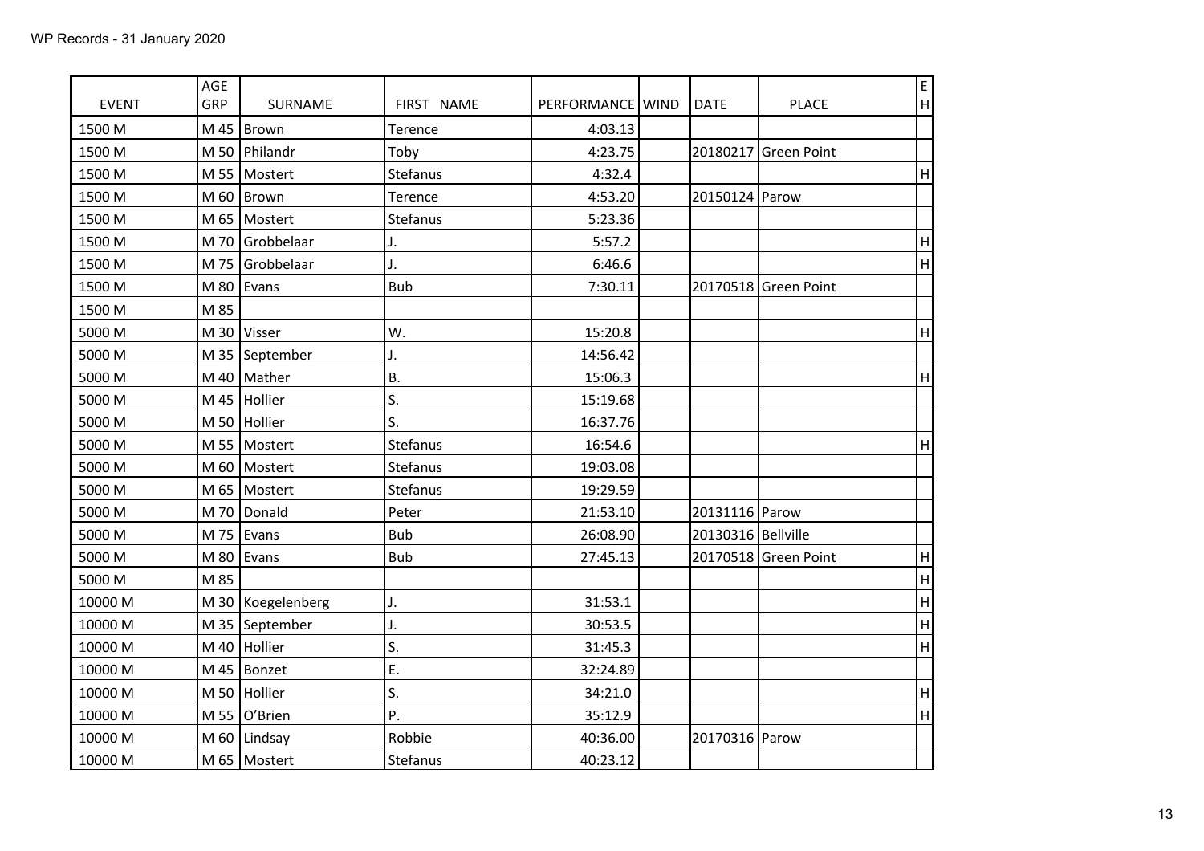WP Records - 31 January 2020

| EVENT | AGE GRP | SURNAME | FIRST NAME | PERFORMANCE | WIND | DATE | PLACE | E H |
|---|---|---|---|---|---|---|---|---|
| 1500 M | M 45 | Brown | Terence | 4:03.13 | | | | |
| 1500 M | M 50 | Philandr | Toby | 4:23.75 | | 20180217 | Green Point | |
| 1500 M | M 55 | Mostert | Stefanus | 4:32.4 | | | | H |
| 1500 M | M 60 | Brown | Terence | 4:53.20 | | 20150124 | Parow | |
| 1500 M | M 65 | Mostert | Stefanus | 5:23.36 | | | | |
| 1500 M | M 70 | Grobbelaar | J. | 5:57.2 | | | | H |
| 1500 M | M 75 | Grobbelaar | J. | 6:46.6 | | | | H |
| 1500 M | M 80 | Evans | Bub | 7:30.11 | | 20170518 | Green Point | |
| 1500 M | M 85 | | | | | | | |
| 5000 M | M 30 | Visser | W. | 15:20.8 | | | | H |
| 5000 M | M 35 | September | J. | 14:56.42 | | | | |
| 5000 M | M 40 | Mather | B. | 15:06.3 | | | | H |
| 5000 M | M 45 | Hollier | S. | 15:19.68 | | | | |
| 5000 M | M 50 | Hollier | S. | 16:37.76 | | | | |
| 5000 M | M 55 | Mostert | Stefanus | 16:54.6 | | | | H |
| 5000 M | M 60 | Mostert | Stefanus | 19:03.08 | | | | |
| 5000 M | M 65 | Mostert | Stefanus | 19:29.59 | | | | |
| 5000 M | M 70 | Donald | Peter | 21:53.10 | | 20131116 | Parow | |
| 5000 M | M 75 | Evans | Bub | 26:08.90 | | 20130316 | Bellville | |
| 5000 M | M 80 | Evans | Bub | 27:45.13 | | 20170518 | Green Point | H |
| 5000 M | M 85 | | | | | | | H |
| 10000 M | M 30 | Koegelenberg | J. | 31:53.1 | | | | H |
| 10000 M | M 35 | September | J. | 30:53.5 | | | | H |
| 10000 M | M 40 | Hollier | S. | 31:45.3 | | | | H |
| 10000 M | M 45 | Bonzet | E. | 32:24.89 | | | | |
| 10000 M | M 50 | Hollier | S. | 34:21.0 | | | | H |
| 10000 M | M 55 | O'Brien | P. | 35:12.9 | | | | H |
| 10000 M | M 60 | Lindsay | Robbie | 40:36.00 | | 20170316 | Parow | |
| 10000 M | M 65 | Mostert | Stefanus | 40:23.12 | | | | |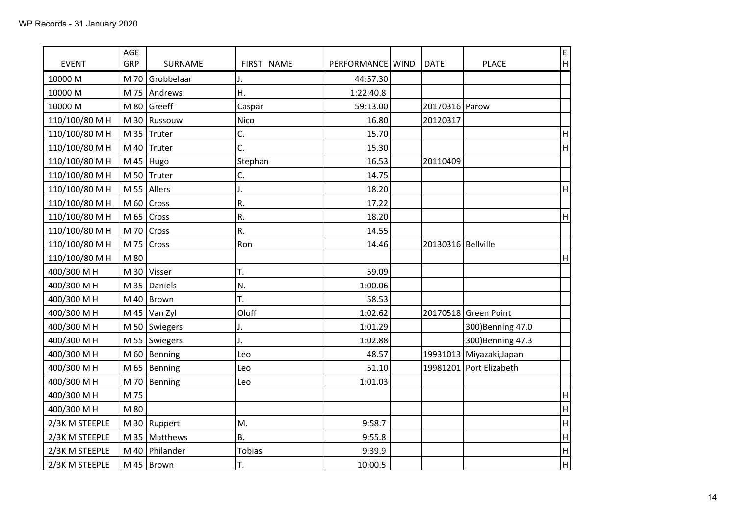WP Records - 31 January 2020

| EVENT | AGE GRP | SURNAME | FIRST NAME | PERFORMANCE | WIND | DATE | PLACE | E H |
|---|---|---|---|---|---|---|---|---|
| 10000 M | M 70 | Grobbelaar | J. | 44:57.30 | | | | |
| 10000 M | M 75 | Andrews | H. | 1:22:40.8 | | | | |
| 10000 M | M 80 | Greeff | Caspar | 59:13.00 | | 20170316 | Parow | |
| 110/100/80 M H | M 30 | Russouw | Nico | 16.80 | | 20120317 | | |
| 110/100/80 M H | M 35 | Truter | C. | 15.70 | | | | H |
| 110/100/80 M H | M 40 | Truter | C. | 15.30 | | | | H |
| 110/100/80 M H | M 45 | Hugo | Stephan | 16.53 | | 20110409 | | |
| 110/100/80 M H | M 50 | Truter | C. | 14.75 | | | | |
| 110/100/80 M H | M 55 | Allers | J. | 18.20 | | | | H |
| 110/100/80 M H | M 60 | Cross | R. | 17.22 | | | | |
| 110/100/80 M H | M 65 | Cross | R. | 18.20 | | | | H |
| 110/100/80 M H | M 70 | Cross | R. | 14.55 | | | | |
| 110/100/80 M H | M 75 | Cross | Ron | 14.46 | | 20130316 | Bellville | |
| 110/100/80 M H | M 80 | | | | | | | H |
| 400/300 M H | M 30 | Visser | T. | 59.09 | | | | |
| 400/300 M H | M 35 | Daniels | N. | 1:00.06 | | | | |
| 400/300 M H | M 40 | Brown | T. | 58.53 | | | | |
| 400/300 M H | M 45 | Van Zyl | Oloff | 1:02.62 | | 20170518 | Green Point | |
| 400/300 M H | M 50 | Swiegers | J. | 1:01.29 | | | 300)Benning 47.0 | |
| 400/300 M H | M 55 | Swiegers | J. | 1:02.88 | | | 300)Benning 47.3 | |
| 400/300 M H | M 60 | Benning | Leo | 48.57 | | 19931013 | Miyazaki,Japan | |
| 400/300 M H | M 65 | Benning | Leo | 51.10 | | 19981201 | Port Elizabeth | |
| 400/300 M H | M 70 | Benning | Leo | 1:01.03 | | | | |
| 400/300 M H | M 75 | | | | | | | H |
| 400/300 M H | M 80 | | | | | | | H |
| 2/3K M STEEPLE | M 30 | Ruppert | M. | 9:58.7 | | | | H |
| 2/3K M STEEPLE | M 35 | Matthews | B. | 9:55.8 | | | | H |
| 2/3K M STEEPLE | M 40 | Philander | Tobias | 9:39.9 | | | | H |
| 2/3K M STEEPLE | M 45 | Brown | T. | 10:00.5 | | | | H |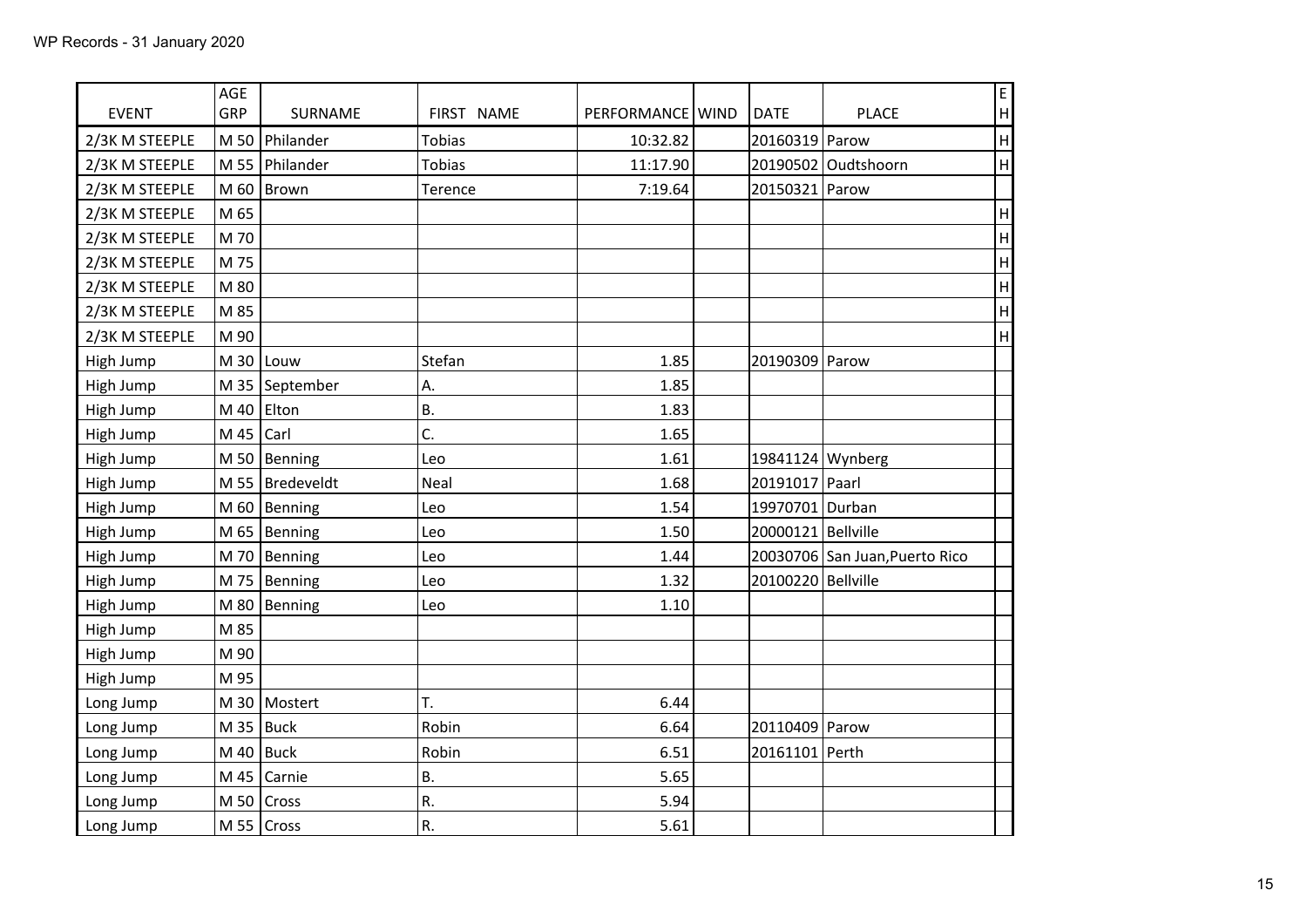WP Records - 31 January 2020

| EVENT | AGE GRP | SURNAME | FIRST NAME | PERFORMANCE | WIND | DATE | PLACE | EH |
|---|---|---|---|---|---|---|---|---|
| 2/3K M STEEPLE | M 50 | Philander | Tobias | 10:32.82 | | 20160319 | Parow | H |
| 2/3K M STEEPLE | M 55 | Philander | Tobias | 11:17.90 | | 20190502 | Oudtshoorn | H |
| 2/3K M STEEPLE | M 60 | Brown | Terence | 7:19.64 | | 20150321 | Parow | |
| 2/3K M STEEPLE | M 65 | | | | | | | H |
| 2/3K M STEEPLE | M 70 | | | | | | | H |
| 2/3K M STEEPLE | M 75 | | | | | | | H |
| 2/3K M STEEPLE | M 80 | | | | | | | H |
| 2/3K M STEEPLE | M 85 | | | | | | | H |
| 2/3K M STEEPLE | M 90 | | | | | | | H |
| High Jump | M 30 | Louw | Stefan | 1.85 | | 20190309 | Parow | |
| High Jump | M 35 | September | A. | 1.85 | | | | |
| High Jump | M 40 | Elton | B. | 1.83 | | | | |
| High Jump | M 45 | Carl | C. | 1.65 | | | | |
| High Jump | M 50 | Benning | Leo | 1.61 | | 19841124 | Wynberg | |
| High Jump | M 55 | Bredeveldt | Neal | 1.68 | | 20191017 | Paarl | |
| High Jump | M 60 | Benning | Leo | 1.54 | | 19970701 | Durban | |
| High Jump | M 65 | Benning | Leo | 1.50 | | 20000121 | Bellville | |
| High Jump | M 70 | Benning | Leo | 1.44 | | 20030706 | San Juan,Puerto Rico | |
| High Jump | M 75 | Benning | Leo | 1.32 | | 20100220 | Bellville | |
| High Jump | M 80 | Benning | Leo | 1.10 | | | | |
| High Jump | M 85 | | | | | | | |
| High Jump | M 90 | | | | | | | |
| High Jump | M 95 | | | | | | | |
| Long Jump | M 30 | Mostert | T. | 6.44 | | | | |
| Long Jump | M 35 | Buck | Robin | 6.64 | | 20110409 | Parow | |
| Long Jump | M 40 | Buck | Robin | 6.51 | | 20161101 | Perth | |
| Long Jump | M 45 | Carnie | B. | 5.65 | | | | |
| Long Jump | M 50 | Cross | R. | 5.94 | | | | |
| Long Jump | M 55 | Cross | R. | 5.61 | | | | |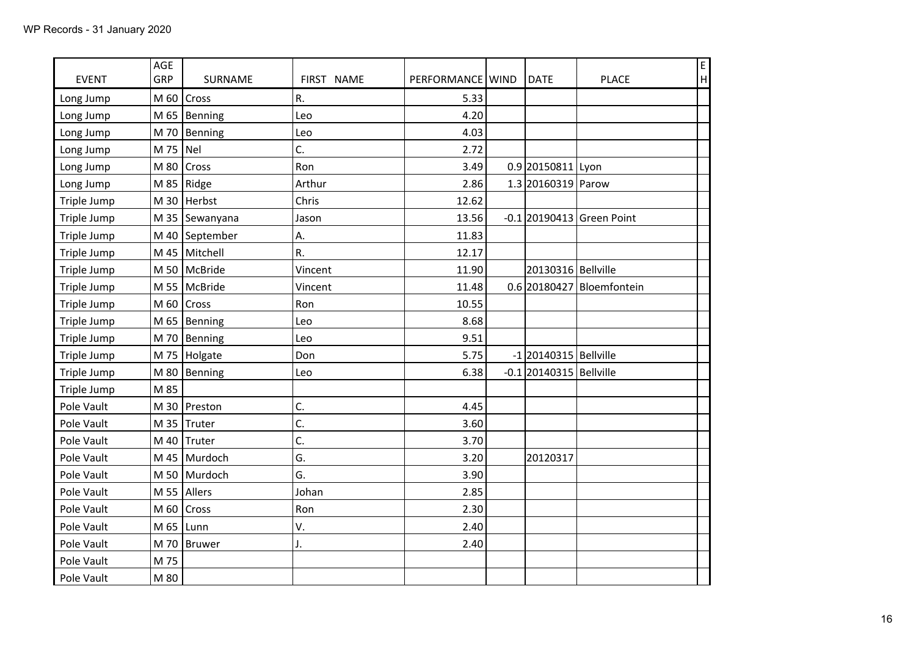WP Records - 31 January 2020

| EVENT | AGE GRP | SURNAME | FIRST NAME | PERFORMANCE | WIND | DATE | PLACE | E H |
|---|---|---|---|---|---|---|---|---|
| Long Jump | M 60 | Cross | R. | 5.33 | | | | |
| Long Jump | M 65 | Benning | Leo | 4.20 | | | | |
| Long Jump | M 70 | Benning | Leo | 4.03 | | | | |
| Long Jump | M 75 | Nel | C. | 2.72 | | | | |
| Long Jump | M 80 | Cross | Ron | 3.49 | 0.9 | 20150811 | Lyon | |
| Long Jump | M 85 | Ridge | Arthur | 2.86 | 1.3 | 20160319 | Parow | |
| Triple Jump | M 30 | Herbst | Chris | 12.62 | | | | |
| Triple Jump | M 35 | Sewanyana | Jason | 13.56 | -0.1 | 20190413 | Green Point | |
| Triple Jump | M 40 | September | A. | 11.83 | | | | |
| Triple Jump | M 45 | Mitchell | R. | 12.17 | | | | |
| Triple Jump | M 50 | McBride | Vincent | 11.90 | | 20130316 | Bellville | |
| Triple Jump | M 55 | McBride | Vincent | 11.48 | 0.6 | 20180427 | Bloemfontein | |
| Triple Jump | M 60 | Cross | Ron | 10.55 | | | | |
| Triple Jump | M 65 | Benning | Leo | 8.68 | | | | |
| Triple Jump | M 70 | Benning | Leo | 9.51 | | | | |
| Triple Jump | M 75 | Holgate | Don | 5.75 | -1 | 20140315 | Bellville | |
| Triple Jump | M 80 | Benning | Leo | 6.38 | -0.1 | 20140315 | Bellville | |
| Triple Jump | M 85 | | | | | | | |
| Pole Vault | M 30 | Preston | C. | 4.45 | | | | |
| Pole Vault | M 35 | Truter | C. | 3.60 | | | | |
| Pole Vault | M 40 | Truter | C. | 3.70 | | | | |
| Pole Vault | M 45 | Murdoch | G. | 3.20 | | 20120317 | | |
| Pole Vault | M 50 | Murdoch | G. | 3.90 | | | | |
| Pole Vault | M 55 | Allers | Johan | 2.85 | | | | |
| Pole Vault | M 60 | Cross | Ron | 2.30 | | | | |
| Pole Vault | M 65 | Lunn | V. | 2.40 | | | | |
| Pole Vault | M 70 | Bruwer | J. | 2.40 | | | | |
| Pole Vault | M 75 | | | | | | | |
| Pole Vault | M 80 | | | | | | | |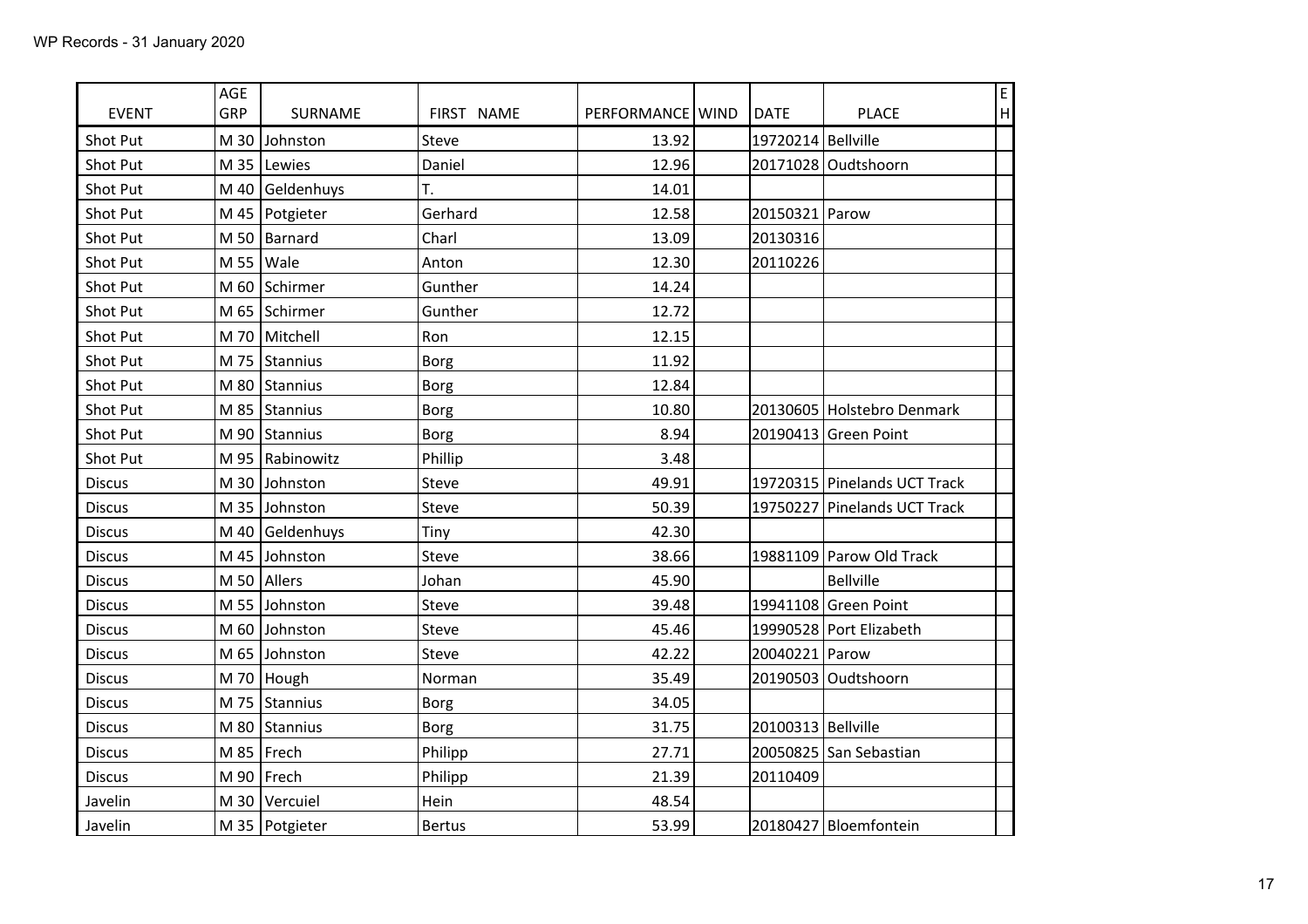WP Records - 31 January 2020

| EVENT | AGE GRP | SURNAME | FIRST NAME | PERFORMANCE | WIND | DATE | PLACE | E H |
|---|---|---|---|---|---|---|---|---|
| Shot Put | M 30 | Johnston | Steve | 13.92 | | 19720214 | Bellville | |
| Shot Put | M 35 | Lewies | Daniel | 12.96 | | 20171028 | Oudtshoorn | |
| Shot Put | M 40 | Geldenhuys | T. | 14.01 | | | | |
| Shot Put | M 45 | Potgieter | Gerhard | 12.58 | | 20150321 | Parow | |
| Shot Put | M 50 | Barnard | Charl | 13.09 | | 20130316 | | |
| Shot Put | M 55 | Wale | Anton | 12.30 | | 20110226 | | |
| Shot Put | M 60 | Schirmer | Gunther | 14.24 | | | | |
| Shot Put | M 65 | Schirmer | Gunther | 12.72 | | | | |
| Shot Put | M 70 | Mitchell | Ron | 12.15 | | | | |
| Shot Put | M 75 | Stannius | Borg | 11.92 | | | | |
| Shot Put | M 80 | Stannius | Borg | 12.84 | | | | |
| Shot Put | M 85 | Stannius | Borg | 10.80 | | 20130605 | Holstebro Denmark | |
| Shot Put | M 90 | Stannius | Borg | 8.94 | | 20190413 | Green Point | |
| Shot Put | M 95 | Rabinowitz | Phillip | 3.48 | | | | |
| Discus | M 30 | Johnston | Steve | 49.91 | | 19720315 | Pinelands UCT Track | |
| Discus | M 35 | Johnston | Steve | 50.39 | | 19750227 | Pinelands UCT Track | |
| Discus | M 40 | Geldenhuys | Tiny | 42.30 | | | | |
| Discus | M 45 | Johnston | Steve | 38.66 | | 19881109 | Parow Old Track | |
| Discus | M 50 | Allers | Johan | 45.90 | | | Bellville | |
| Discus | M 55 | Johnston | Steve | 39.48 | | 19941108 | Green Point | |
| Discus | M 60 | Johnston | Steve | 45.46 | | 19990528 | Port Elizabeth | |
| Discus | M 65 | Johnston | Steve | 42.22 | | 20040221 | Parow | |
| Discus | M 70 | Hough | Norman | 35.49 | | 20190503 | Oudtshoorn | |
| Discus | M 75 | Stannius | Borg | 34.05 | | | | |
| Discus | M 80 | Stannius | Borg | 31.75 | | 20100313 | Bellville | |
| Discus | M 85 | Frech | Philipp | 27.71 | | 20050825 | San Sebastian | |
| Discus | M 90 | Frech | Philipp | 21.39 | | 20110409 | | |
| Javelin | M 30 | Vercuiel | Hein | 48.54 | | | | |
| Javelin | M 35 | Potgieter | Bertus | 53.99 | | 20180427 | Bloemfontein | |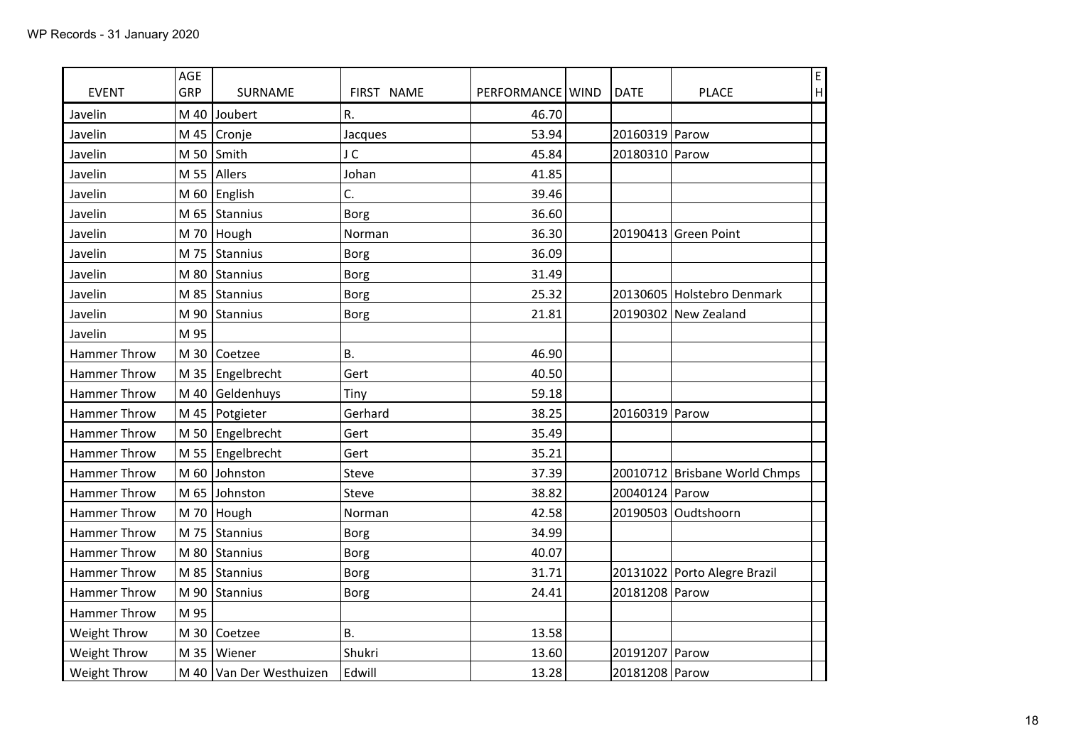WP Records - 31 January 2020

| EVENT | AGE GRP | SURNAME | FIRST NAME | PERFORMANCE | WIND | DATE | PLACE | E H |
|---|---|---|---|---|---|---|---|---|
| Javelin | M 40 | Joubert | R. | 46.70 | | | | |
| Javelin | M 45 | Cronje | Jacques | 53.94 | | 20160319 | Parow | |
| Javelin | M 50 | Smith | J C | 45.84 | | 20180310 | Parow | |
| Javelin | M 55 | Allers | Johan | 41.85 | | | | |
| Javelin | M 60 | English | C. | 39.46 | | | | |
| Javelin | M 65 | Stannius | Borg | 36.60 | | | | |
| Javelin | M 70 | Hough | Norman | 36.30 | | 20190413 | Green Point | |
| Javelin | M 75 | Stannius | Borg | 36.09 | | | | |
| Javelin | M 80 | Stannius | Borg | 31.49 | | | | |
| Javelin | M 85 | Stannius | Borg | 25.32 | | 20130605 | Holstebro Denmark | |
| Javelin | M 90 | Stannius | Borg | 21.81 | | 20190302 | New Zealand | |
| Javelin | M 95 | | | | | | | |
| Hammer Throw | M 30 | Coetzee | B. | 46.90 | | | | |
| Hammer Throw | M 35 | Engelbrecht | Gert | 40.50 | | | | |
| Hammer Throw | M 40 | Geldenhuys | Tiny | 59.18 | | | | |
| Hammer Throw | M 45 | Potgieter | Gerhard | 38.25 | | 20160319 | Parow | |
| Hammer Throw | M 50 | Engelbrecht | Gert | 35.49 | | | | |
| Hammer Throw | M 55 | Engelbrecht | Gert | 35.21 | | | | |
| Hammer Throw | M 60 | Johnston | Steve | 37.39 | | 20010712 | Brisbane World Chmps | |
| Hammer Throw | M 65 | Johnston | Steve | 38.82 | | 20040124 | Parow | |
| Hammer Throw | M 70 | Hough | Norman | 42.58 | | 20190503 | Oudtshoorn | |
| Hammer Throw | M 75 | Stannius | Borg | 34.99 | | | | |
| Hammer Throw | M 80 | Stannius | Borg | 40.07 | | | | |
| Hammer Throw | M 85 | Stannius | Borg | 31.71 | | 20131022 | Porto Alegre Brazil | |
| Hammer Throw | M 90 | Stannius | Borg | 24.41 | | 20181208 | Parow | |
| Hammer Throw | M 95 | | | | | | | |
| Weight Throw | M 30 | Coetzee | B. | 13.58 | | | | |
| Weight Throw | M 35 | Wiener | Shukri | 13.60 | | 20191207 | Parow | |
| Weight Throw | M 40 | Van Der Westhuizen | Edwill | 13.28 | | 20181208 | Parow | |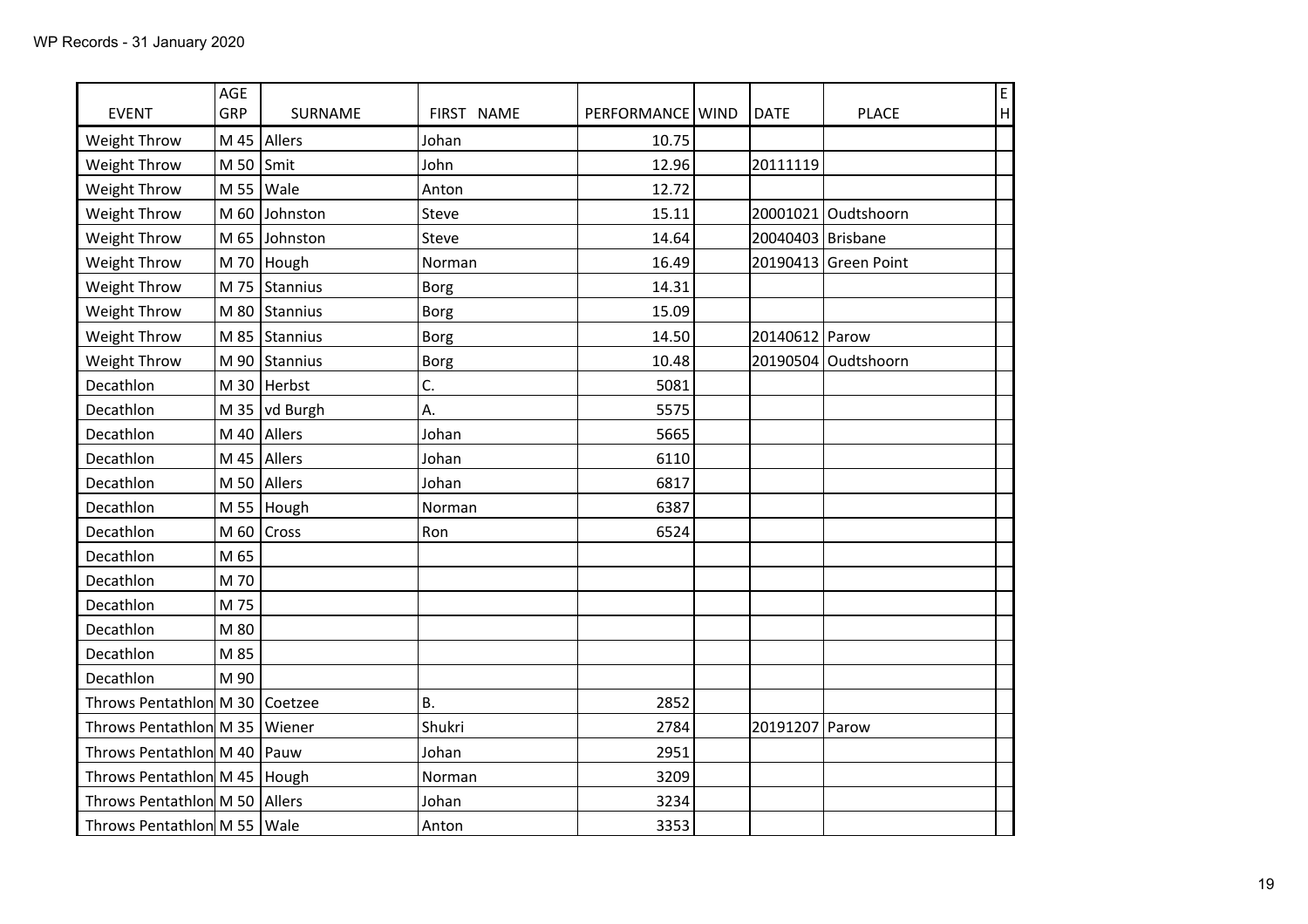WP Records - 31 January 2020

| EVENT | AGE GRP | SURNAME | FIRST NAME | PERFORMANCE | WIND | DATE | PLACE | E H |
|---|---|---|---|---|---|---|---|---|
| Weight Throw | M 45 | Allers | Johan | 10.75 | | | | |
| Weight Throw | M 50 | Smit | John | 12.96 | | 20111119 | | |
| Weight Throw | M 55 | Wale | Anton | 12.72 | | | | |
| Weight Throw | M 60 | Johnston | Steve | 15.11 | | 20001021 | Oudtshoorn | |
| Weight Throw | M 65 | Johnston | Steve | 14.64 | | 20040403 | Brisbane | |
| Weight Throw | M 70 | Hough | Norman | 16.49 | | 20190413 | Green Point | |
| Weight Throw | M 75 | Stannius | Borg | 14.31 | | | | |
| Weight Throw | M 80 | Stannius | Borg | 15.09 | | | | |
| Weight Throw | M 85 | Stannius | Borg | 14.50 | | 20140612 | Parow | |
| Weight Throw | M 90 | Stannius | Borg | 10.48 | | 20190504 | Oudtshoorn | |
| Decathlon | M 30 | Herbst | C. | 5081 | | | | |
| Decathlon | M 35 | vd Burgh | A. | 5575 | | | | |
| Decathlon | M 40 | Allers | Johan | 5665 | | | | |
| Decathlon | M 45 | Allers | Johan | 6110 | | | | |
| Decathlon | M 50 | Allers | Johan | 6817 | | | | |
| Decathlon | M 55 | Hough | Norman | 6387 | | | | |
| Decathlon | M 60 | Cross | Ron | 6524 | | | | |
| Decathlon | M 65 | | | | | | | |
| Decathlon | M 70 | | | | | | | |
| Decathlon | M 75 | | | | | | | |
| Decathlon | M 80 | | | | | | | |
| Decathlon | M 85 | | | | | | | |
| Decathlon | M 90 | | | | | | | |
| Throws Pentathlon | M 30 | Coetzee | B. | 2852 | | | | |
| Throws Pentathlon | M 35 | Wiener | Shukri | 2784 | | 20191207 | Parow | |
| Throws Pentathlon | M 40 | Pauw | Johan | 2951 | | | | |
| Throws Pentathlon | M 45 | Hough | Norman | 3209 | | | | |
| Throws Pentathlon | M 50 | Allers | Johan | 3234 | | | | |
| Throws Pentathlon | M 55 | Wale | Anton | 3353 | | | | |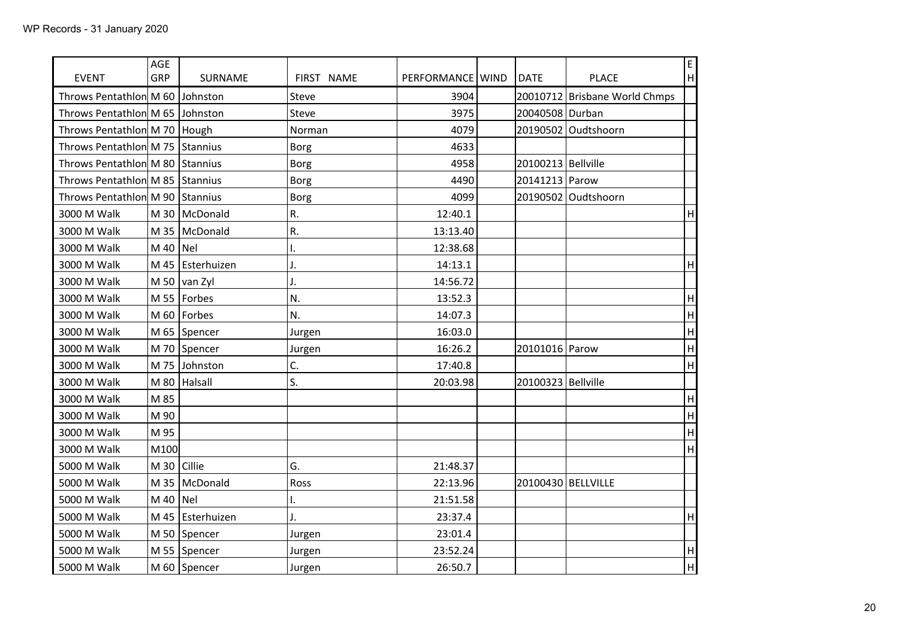| EVENT | AGE GRP | SURNAME | FIRST NAME | PERFORMANCE | WIND | DATE | PLACE | EH |
|---|---|---|---|---|---|---|---|---|
| Throws Pentathlon | M 60 | Johnston | Steve | 3904 | | 20010712 | Brisbane World Chmps | |
| Throws Pentathlon | M 65 | Johnston | Steve | 3975 | | 20040508 | Durban | |
| Throws Pentathlon | M 70 | Hough | Norman | 4079 | | 20190502 | Oudtshoorn | |
| Throws Pentathlon | M 75 | Stannius | Borg | 4633 | | | | |
| Throws Pentathlon | M 80 | Stannius | Borg | 4958 | | 20100213 | Bellville | |
| Throws Pentathlon | M 85 | Stannius | Borg | 4490 | | 20141213 | Parow | |
| Throws Pentathlon | M 90 | Stannius | Borg | 4099 | | 20190502 | Oudtshoorn | |
| 3000 M Walk | M 30 | McDonald | R. | 12:40.1 | | | | H |
| 3000 M Walk | M 35 | McDonald | R. | 13:13.40 | | | | |
| 3000 M Walk | M 40 | Nel | I. | 12:38.68 | | | | |
| 3000 M Walk | M 45 | Esterhuizen | J. | 14:13.1 | | | | H |
| 3000 M Walk | M 50 | van Zyl | J. | 14:56.72 | | | | |
| 3000 M Walk | M 55 | Forbes | N. | 13:52.3 | | | | H |
| 3000 M Walk | M 60 | Forbes | N. | 14:07.3 | | | | H |
| 3000 M Walk | M 65 | Spencer | Jurgen | 16:03.0 | | | | H |
| 3000 M Walk | M 70 | Spencer | Jurgen | 16:26.2 | | 20101016 | Parow | H |
| 3000 M Walk | M 75 | Johnston | C. | 17:40.8 | | | | H |
| 3000 M Walk | M 80 | Halsall | S. | 20:03.98 | | 20100323 | Bellville | |
| 3000 M Walk | M 85 | | | | | | | H |
| 3000 M Walk | M 90 | | | | | | | H |
| 3000 M Walk | M 95 | | | | | | | H |
| 3000 M Walk | M100 | | | | | | | H |
| 5000 M Walk | M 30 | Cillie | G. | 21:48.37 | | | | |
| 5000 M Walk | M 35 | McDonald | Ross | 22:13.96 | | 20100430 | BELLVILLE | |
| 5000 M Walk | M 40 | Nel | I. | 21:51.58 | | | | |
| 5000 M Walk | M 45 | Esterhuizen | J. | 23:37.4 | | | | H |
| 5000 M Walk | M 50 | Spencer | Jurgen | 23:01.4 | | | | |
| 5000 M Walk | M 55 | Spencer | Jurgen | 23:52.24 | | | | H |
| 5000 M Walk | M 60 | Spencer | Jurgen | 26:50.7 | | | | H |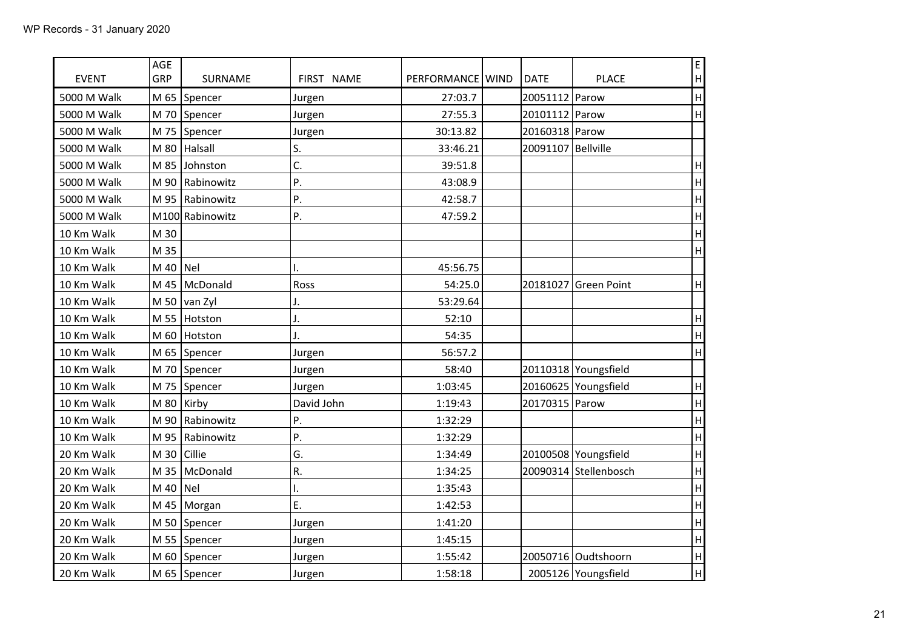WP Records - 31 January 2020

| EVENT | AGE GRP | SURNAME | FIRST NAME | PERFORMANCE | WIND | DATE | PLACE | E H |
|---|---|---|---|---|---|---|---|---|
| 5000 M Walk | M 65 | Spencer | Jurgen | 27:03.7 | | 20051112 | Parow | H |
| 5000 M Walk | M 70 | Spencer | Jurgen | 27:55.3 | | 20101112 | Parow | H |
| 5000 M Walk | M 75 | Spencer | Jurgen | 30:13.82 | | 20160318 | Parow | |
| 5000 M Walk | M 80 | Halsall | S. | 33:46.21 | | 20091107 | Bellville | |
| 5000 M Walk | M 85 | Johnston | C. | 39:51.8 | | | | H |
| 5000 M Walk | M 90 | Rabinowitz | P. | 43:08.9 | | | | H |
| 5000 M Walk | M 95 | Rabinowitz | P. | 42:58.7 | | | | H |
| 5000 M Walk | M100 | Rabinowitz | P. | 47:59.2 | | | | H |
| 10 Km Walk | M 30 | | | | | | | H |
| 10 Km Walk | M 35 | | | | | | | H |
| 10 Km Walk | M 40 | Nel | I. | 45:56.75 | | | | |
| 10 Km Walk | M 45 | McDonald | Ross | 54:25.0 | | 20181027 | Green Point | H |
| 10 Km Walk | M 50 | van Zyl | J. | 53:29.64 | | | | |
| 10 Km Walk | M 55 | Hotston | J. | 52:10 | | | | H |
| 10 Km Walk | M 60 | Hotston | J. | 54:35 | | | | H |
| 10 Km Walk | M 65 | Spencer | Jurgen | 56:57.2 | | | | H |
| 10 Km Walk | M 70 | Spencer | Jurgen | 58:40 | | 20110318 | Youngsfield | |
| 10 Km Walk | M 75 | Spencer | Jurgen | 1:03:45 | | 20160625 | Youngsfield | H |
| 10 Km Walk | M 80 | Kirby | David John | 1:19:43 | | 20170315 | Parow | H |
| 10 Km Walk | M 90 | Rabinowitz | P. | 1:32:29 | | | | H |
| 10 Km Walk | M 95 | Rabinowitz | P. | 1:32:29 | | | | H |
| 20 Km Walk | M 30 | Cillie | G. | 1:34:49 | | 20100508 | Youngsfield | H |
| 20 Km Walk | M 35 | McDonald | R. | 1:34:25 | | 20090314 | Stellenbosch | H |
| 20 Km Walk | M 40 | Nel | I. | 1:35:43 | | | | H |
| 20 Km Walk | M 45 | Morgan | E. | 1:42:53 | | | | H |
| 20 Km Walk | M 50 | Spencer | Jurgen | 1:41:20 | | | | H |
| 20 Km Walk | M 55 | Spencer | Jurgen | 1:45:15 | | | | H |
| 20 Km Walk | M 60 | Spencer | Jurgen | 1:55:42 | | 20050716 | Oudtshoorn | H |
| 20 Km Walk | M 65 | Spencer | Jurgen | 1:58:18 | | 2005126 | Youngsfield | H |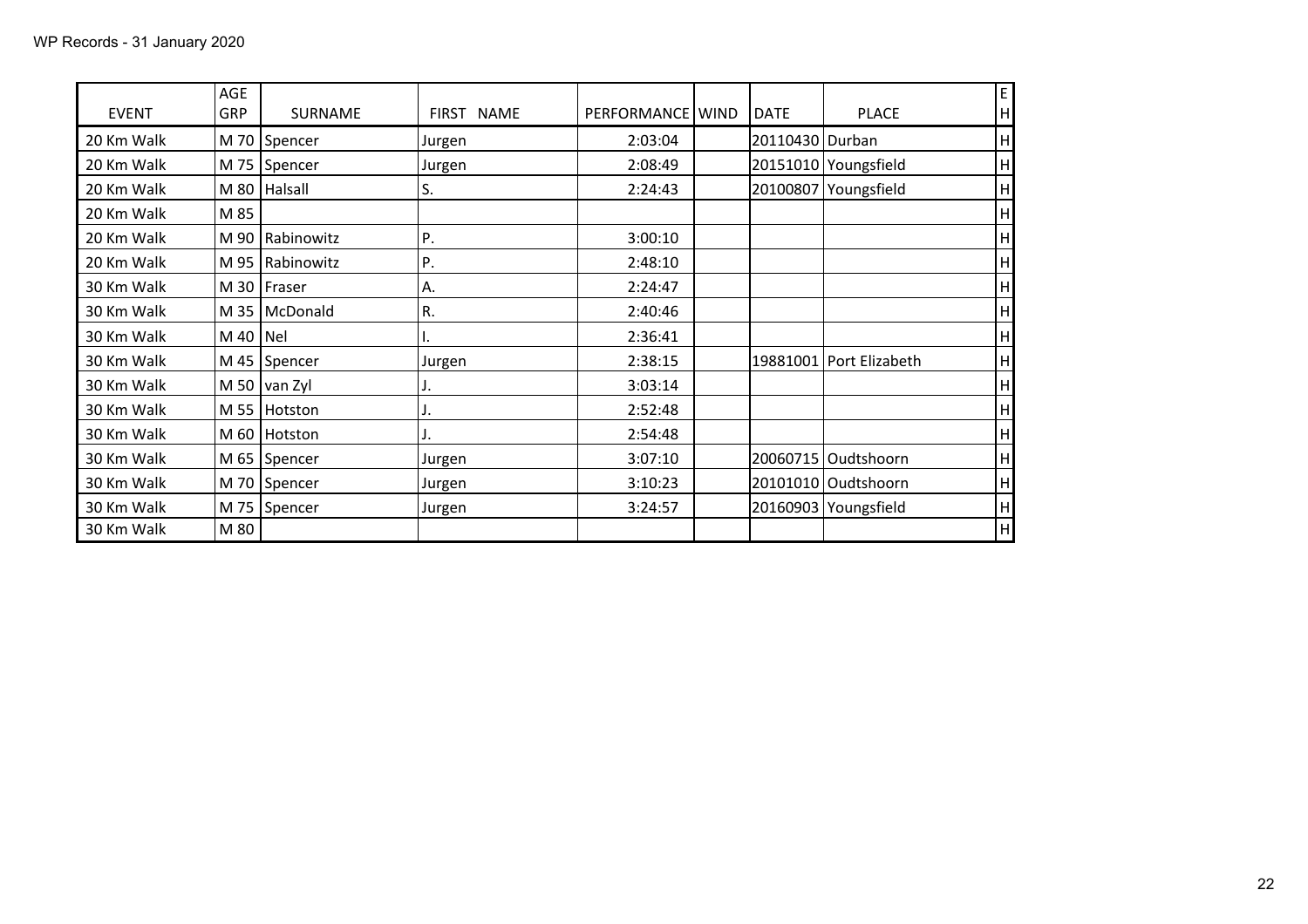WP Records - 31 January 2020

| EVENT | AGE GRP | SURNAME | FIRST NAME | PERFORMANCE | WIND | DATE | PLACE | E H |
|---|---|---|---|---|---|---|---|---|
| 20 Km Walk | M 70 | Spencer | Jurgen | 2:03:04 | | 20110430 | Durban | H |
| 20 Km Walk | M 75 | Spencer | Jurgen | 2:08:49 | | 20151010 | Youngsfield | H |
| 20 Km Walk | M 80 | Halsall | S. | 2:24:43 | | 20100807 | Youngsfield | H |
| 20 Km Walk | M 85 | | | | | | | H |
| 20 Km Walk | M 90 | Rabinowitz | P. | 3:00:10 | | | | H |
| 20 Km Walk | M 95 | Rabinowitz | P. | 2:48:10 | | | | H |
| 30 Km Walk | M 30 | Fraser | A. | 2:24:47 | | | | H |
| 30 Km Walk | M 35 | McDonald | R. | 2:40:46 | | | | H |
| 30 Km Walk | M 40 | Nel | I. | 2:36:41 | | | | H |
| 30 Km Walk | M 45 | Spencer | Jurgen | 2:38:15 | | 19881001 | Port Elizabeth | H |
| 30 Km Walk | M 50 | van Zyl | J. | 3:03:14 | | | | H |
| 30 Km Walk | M 55 | Hotston | J. | 2:52:48 | | | | H |
| 30 Km Walk | M 60 | Hotston | J. | 2:54:48 | | | | H |
| 30 Km Walk | M 65 | Spencer | Jurgen | 3:07:10 | | 20060715 | Oudtshoorn | H |
| 30 Km Walk | M 70 | Spencer | Jurgen | 3:10:23 | | 20101010 | Oudtshoorn | H |
| 30 Km Walk | M 75 | Spencer | Jurgen | 3:24:57 | | 20160903 | Youngsfield | H |
| 30 Km Walk | M 80 | | | | | | | H |